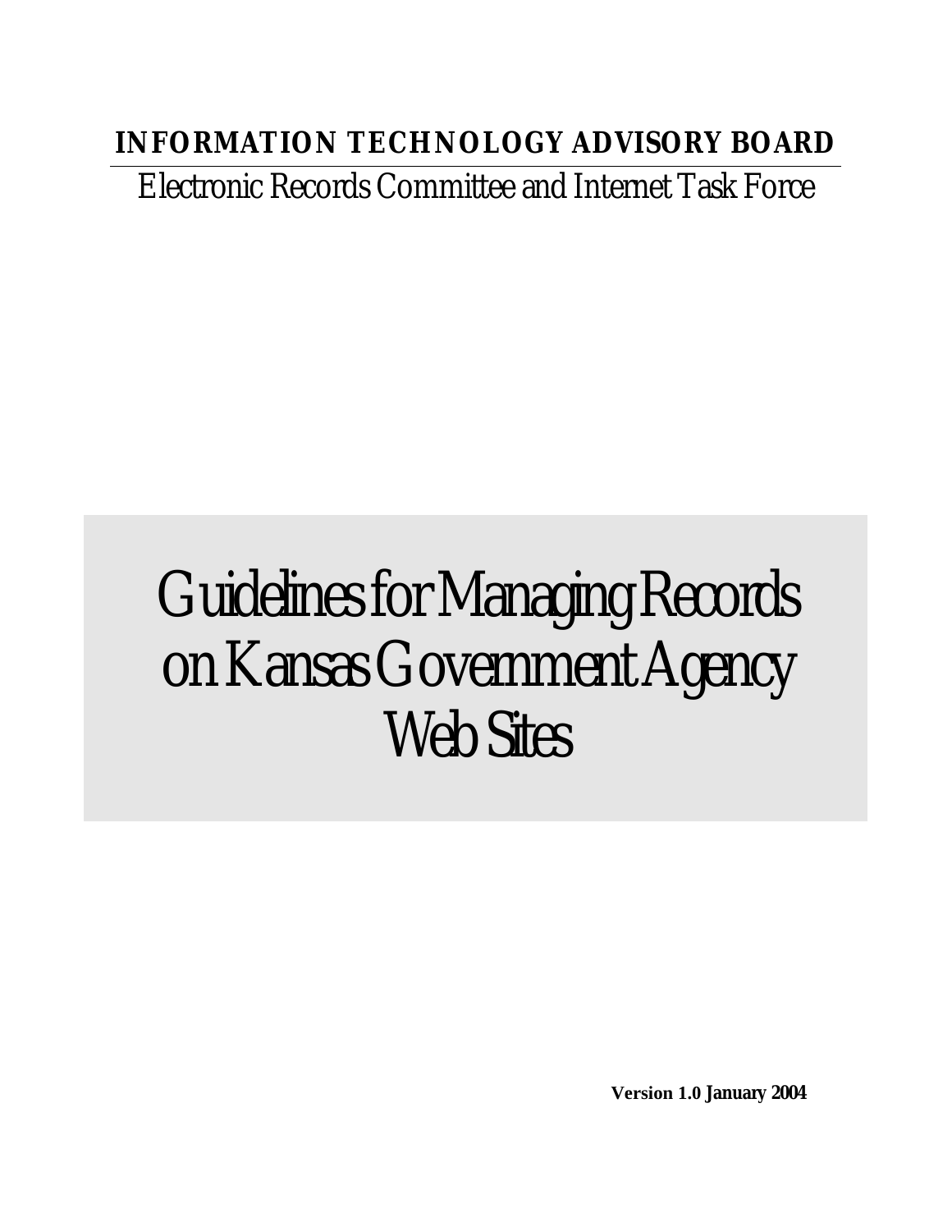**INFORMATION TECHNOLOGY ADVISORY BOARD**

Electronic Records Committee and Internet Task Force

# Guidelines for Managing Records on Kansas Government Agency Web Sites

**Version 1.0 January 2004**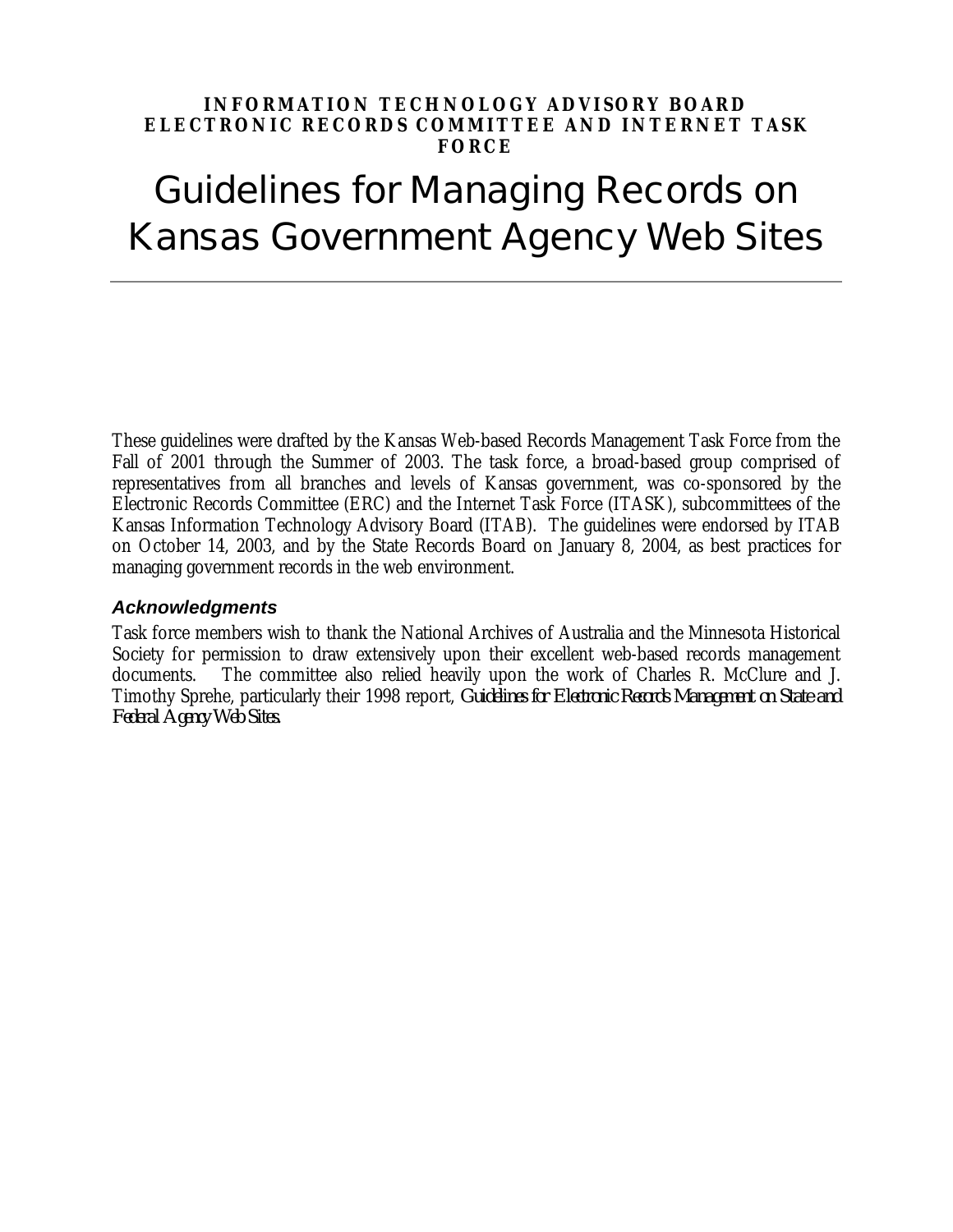**INFORMATION TECHNOLOGY ADVISORY BOARD**
**ELECTRONIC RECORDS COMMITTEE AND INTERNET TASK FORCE**

# Guidelines for Managing Records on Kansas Government Agency Web Sites

---

These guidelines were drafted by the Kansas Web-based Records Management Task Force from the Fall of 2001 through the Summer of 2003. The task force, a broad-based group comprised of representatives from all branches and levels of Kansas government, was co-sponsored by the Electronic Records Committee (ERC) and the Internet Task Force (ITASK), subcommittees of the Kansas Information Technology Advisory Board (ITAB). The guidelines were endorsed by ITAB on October 14, 2003, and by the State Records Board on January 8, 2004, as best practices for managing government records in the web environment.

### *Acknowledgments*

Task force members wish to thank the National Archives of Australia and the Minnesota Historical Society for permission to draw extensively upon their excellent web-based records management documents. The committee also relied heavily upon the work of Charles R. McClure and J. Timothy Sprehe, particularly their 1998 report, *Guidelines for Electronic Records Management on State and Federal Agency Web Sites.*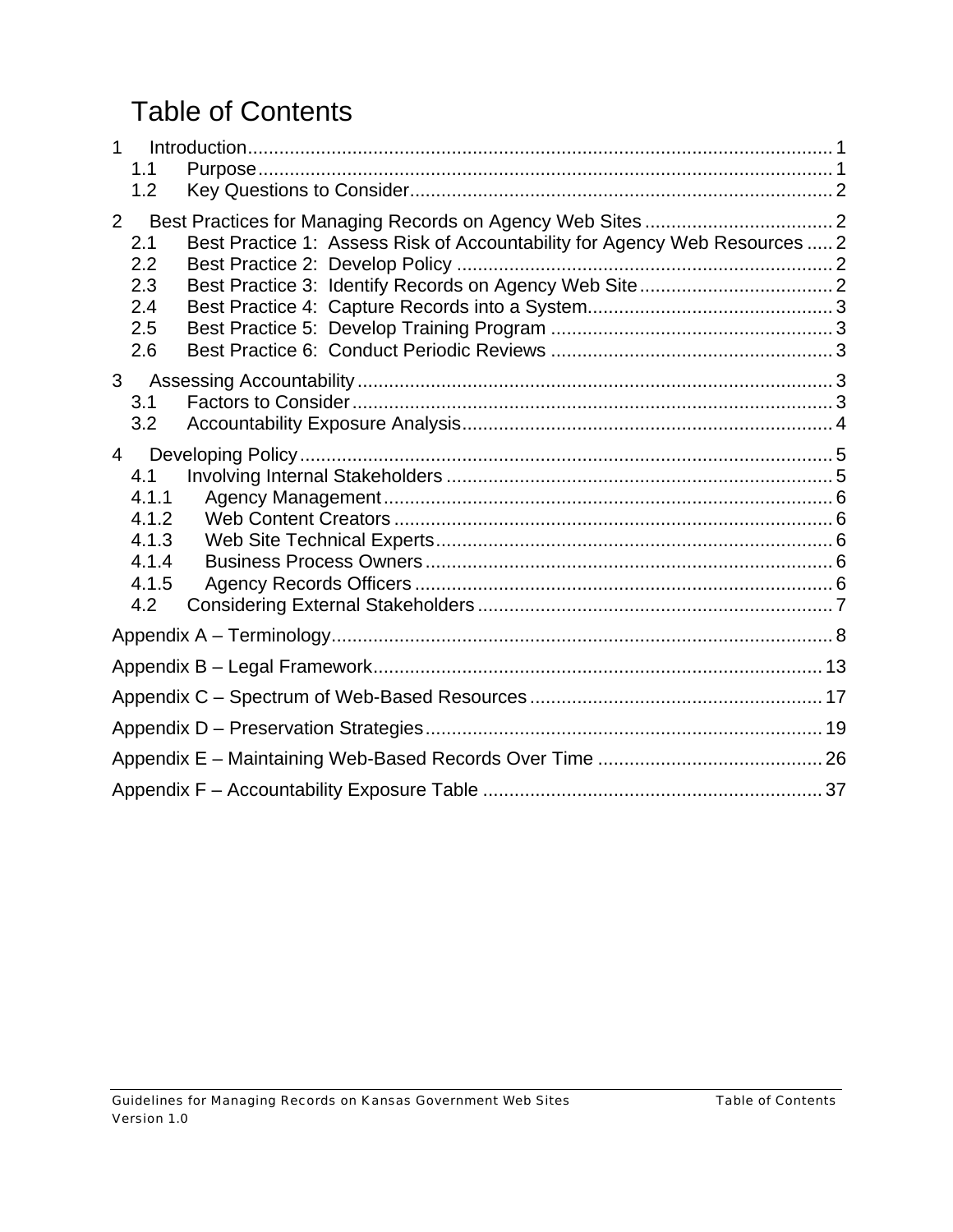# Table of Contents

1 Introduction ... 1
  1.1 Purpose ... 1
  1.2 Key Questions to Consider ... 2

2 Best Practices for Managing Records on Agency Web Sites ... 2
  2.1 Best Practice 1: Assess Risk of Accountability for Agency Web Resources ... 2
  2.2 Best Practice 2: Develop Policy ... 2
  2.3 Best Practice 3: Identify Records on Agency Web Site ... 2
  2.4 Best Practice 4: Capture Records into a System ... 3
  2.5 Best Practice 5: Develop Training Program ... 3
  2.6 Best Practice 6: Conduct Periodic Reviews ... 3

3 Assessing Accountability ... 3
  3.1 Factors to Consider ... 3
  3.2 Accountability Exposure Analysis ... 4

4 Developing Policy ... 5
  4.1 Involving Internal Stakeholders ... 5
  4.1.1 Agency Management ... 6
  4.1.2 Web Content Creators ... 6
  4.1.3 Web Site Technical Experts ... 6
  4.1.4 Business Process Owners ... 6
  4.1.5 Agency Records Officers ... 6
  4.2 Considering External Stakeholders ... 7

Appendix A – Terminology ... 8

Appendix B – Legal Framework ... 13

Appendix C – Spectrum of Web-Based Resources ... 17

Appendix D – Preservation Strategies ... 19

Appendix E – Maintaining Web-Based Records Over Time ... 26

Appendix F – Accountability Exposure Table ... 37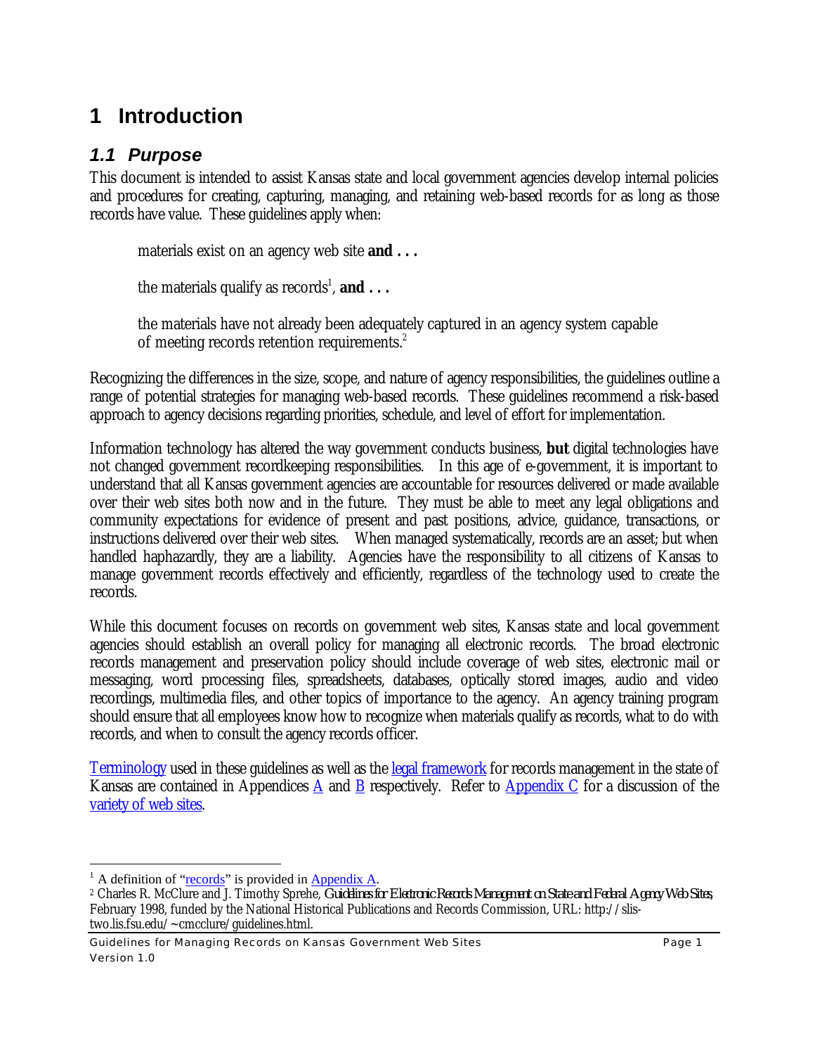# 1 Introduction

## *1.1 Purpose*

This document is intended to assist Kansas state and local government agencies develop internal policies and procedures for creating, capturing, managing, and retaining web-based records for as long as those records have value. These guidelines apply when:

> materials exist on an agency web site **and . . .**
>
> the materials qualify as records[1], **and . . .**
>
> the materials have not already been adequately captured in an agency system capable of meeting records retention requirements.[2]

Recognizing the differences in the size, scope, and nature of agency responsibilities, the guidelines outline a range of potential strategies for managing web-based records. These guidelines recommend a risk-based approach to agency decisions regarding priorities, schedule, and level of effort for implementation.

Information technology has altered the way government conducts business, **but** digital technologies have not changed government recordkeeping responsibilities. In this age of e-government, it is important to understand that all Kansas government agencies are accountable for resources delivered or made available over their web sites both now and in the future. They must be able to meet any legal obligations and community expectations for evidence of present and past positions, advice, guidance, transactions, or instructions delivered over their web sites. When managed systematically, records are an asset; but when handled haphazardly, they are a liability. Agencies have the responsibility to all citizens of Kansas to manage government records effectively and efficiently, regardless of the technology used to create the records.

While this document focuses on records on government web sites, Kansas state and local government agencies should establish an overall policy for managing all electronic records. The broad electronic records management and preservation policy should include coverage of web sites, electronic mail or messaging, word processing files, spreadsheets, databases, optically stored images, audio and video recordings, multimedia files, and other topics of importance to the agency. An agency training program should ensure that all employees know how to recognize when materials qualify as records, what to do with records, and when to consult the agency records officer.

Terminology used in these guidelines as well as the legal framework for records management in the state of Kansas are contained in Appendices A and B respectively. Refer to Appendix C for a discussion of the variety of web sites.

---

[1] A definition of "records" is provided in Appendix A.

[2] Charles R. McClure and J. Timothy Sprehe, *Guidelines for Electronic Records Management on State and Federal Agency Web Sites*, February 1998, funded by the National Historical Publications and Records Commission, URL: http://slis-two.lis.fsu.edu/~cmcclure/guidelines.html.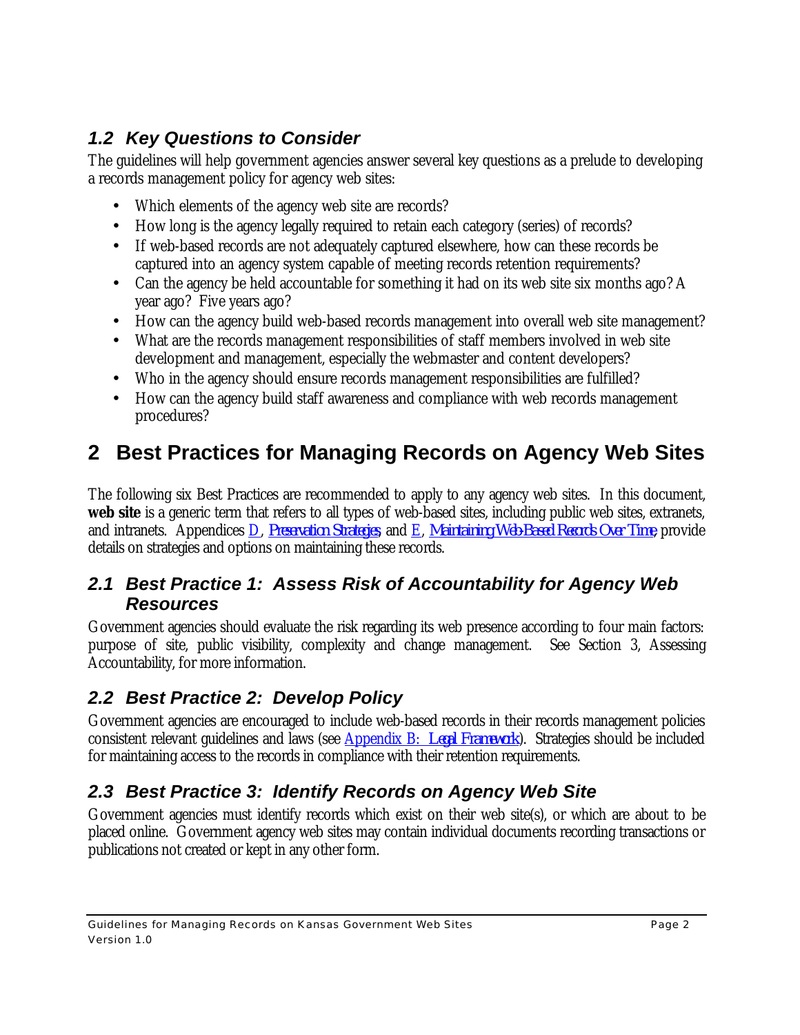## 1.2 Key Questions to Consider

The guidelines will help government agencies answer several key questions as a prelude to developing a records management policy for agency web sites:

- Which elements of the agency web site are records?
- How long is the agency legally required to retain each category (series) of records?
- If web-based records are not adequately captured elsewhere, how can these records be captured into an agency system capable of meeting records retention requirements?
- Can the agency be held accountable for something it had on its web site six months ago? A year ago? Five years ago?
- How can the agency build web-based records management into overall web site management?
- What are the records management responsibilities of staff members involved in web site development and management, especially the webmaster and content developers?
- Who in the agency should ensure records management responsibilities are fulfilled?
- How can the agency build staff awareness and compliance with web records management procedures?

# 2 Best Practices for Managing Records on Agency Web Sites

The following six Best Practices are recommended to apply to any agency web sites. In this document, **web site** is a generic term that refers to all types of web-based sites, including public web sites, extranets, and intranets. Appendices D, *Preservation Strategies*, and E, *Maintaining Web-Based Records Over Time*, provide details on strategies and options on maintaining these records.

## 2.1 Best Practice 1: Assess Risk of Accountability for Agency Web Resources

Government agencies should evaluate the risk regarding its web presence according to four main factors: purpose of site, public visibility, complexity and change management. See Section 3, Assessing Accountability, for more information.

## 2.2 Best Practice 2: Develop Policy

Government agencies are encouraged to include web-based records in their records management policies consistent relevant guidelines and laws (see Appendix B: *Legal Framework*). Strategies should be included for maintaining access to the records in compliance with their retention requirements.

## 2.3 Best Practice 3: Identify Records on Agency Web Site

Government agencies must identify records which exist on their web site(s), or which are about to be placed online. Government agency web sites may contain individual documents recording transactions or publications not created or kept in any other form.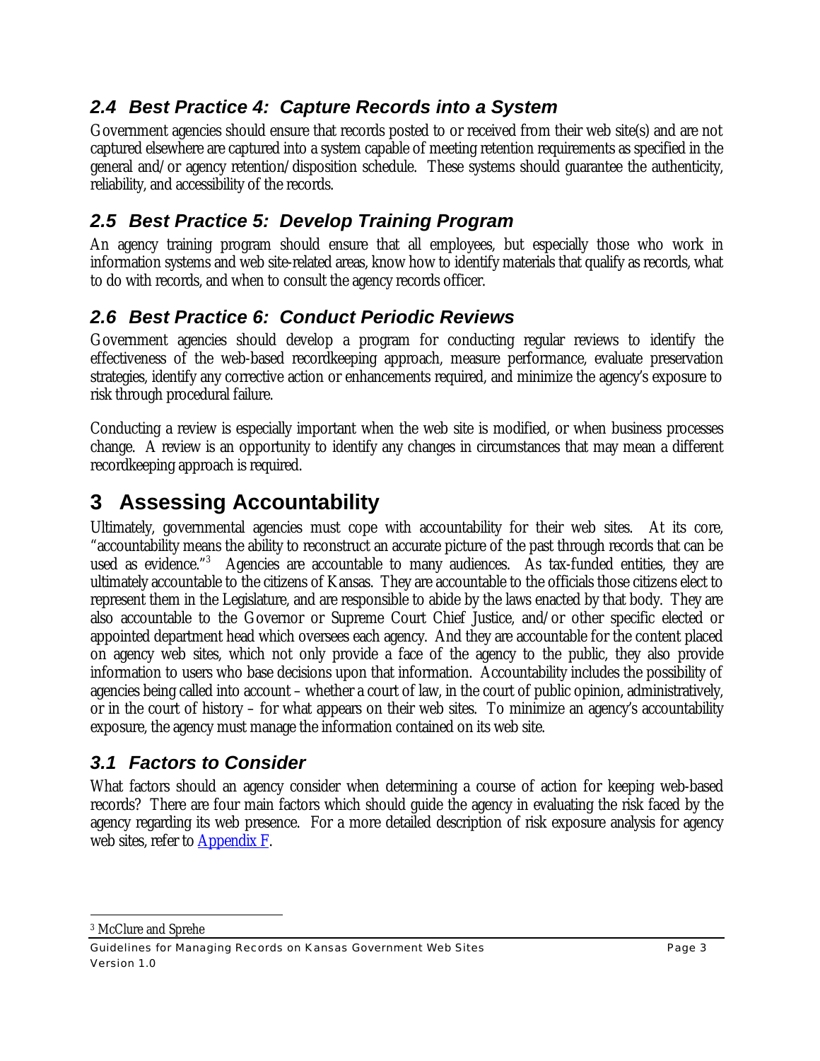## 2.4 Best Practice 4: Capture Records into a System

Government agencies should ensure that records posted to or received from their web site(s) and are not captured elsewhere are captured into a system capable of meeting retention requirements as specified in the general and/or agency retention/disposition schedule. These systems should guarantee the authenticity, reliability, and accessibility of the records.

## 2.5 Best Practice 5: Develop Training Program

An agency training program should ensure that all employees, but especially those who work in information systems and web site-related areas, know how to identify materials that qualify as records, what to do with records, and when to consult the agency records officer.

## 2.6 Best Practice 6: Conduct Periodic Reviews

Government agencies should develop a program for conducting regular reviews to identify the effectiveness of the web-based recordkeeping approach, measure performance, evaluate preservation strategies, identify any corrective action or enhancements required, and minimize the agency's exposure to risk through procedural failure.

Conducting a review is especially important when the web site is modified, or when business processes change. A review is an opportunity to identify any changes in circumstances that may mean a different recordkeeping approach is required.

# 3 Assessing Accountability

Ultimately, governmental agencies must cope with accountability for their web sites. At its core, "accountability means the ability to reconstruct an accurate picture of the past through records that can be used as evidence."[3] Agencies are accountable to many audiences. As tax-funded entities, they are ultimately accountable to the citizens of Kansas. They are accountable to the officials those citizens elect to represent them in the Legislature, and are responsible to abide by the laws enacted by that body. They are also accountable to the Governor or Supreme Court Chief Justice, and/or other specific elected or appointed department head which oversees each agency. And they are accountable for the content placed on agency web sites, which not only provide a face of the agency to the public, they also provide information to users who base decisions upon that information. Accountability includes the possibility of agencies being called into account – whether a court of law, in the court of public opinion, administratively, or in the court of history – for what appears on their web sites. To minimize an agency's accountability exposure, the agency must manage the information contained on its web site.

## 3.1 Factors to Consider

What factors should an agency consider when determining a course of action for keeping web-based records? There are four main factors which should guide the agency in evaluating the risk faced by the agency regarding its web presence. For a more detailed description of risk exposure analysis for agency web sites, refer to Appendix F.

---

[3] McClure and Sprehe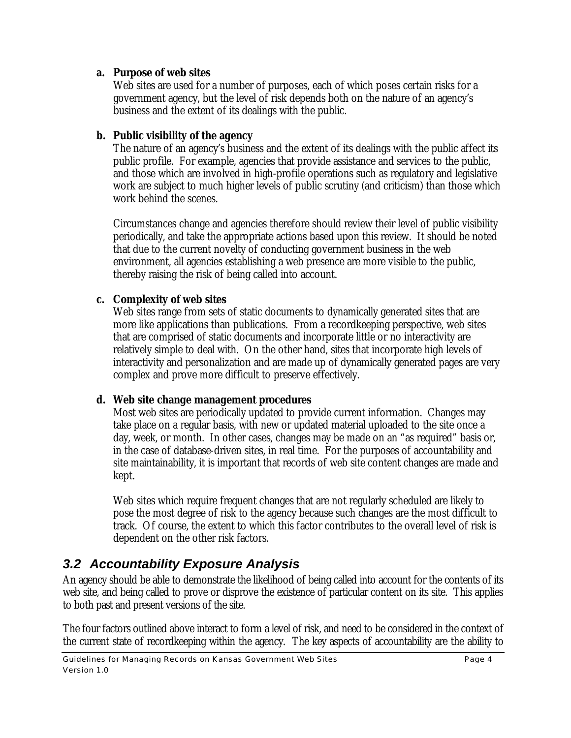**a. Purpose of web sites**

Web sites are used for a number of purposes, each of which poses certain risks for a government agency, but the level of risk depends both on the nature of an agency's business and the extent of its dealings with the public.

**b. Public visibility of the agency**

The nature of an agency's business and the extent of its dealings with the public affect its public profile. For example, agencies that provide assistance and services to the public, and those which are involved in high-profile operations such as regulatory and legislative work are subject to much higher levels of public scrutiny (and criticism) than those which work behind the scenes.

Circumstances change and agencies therefore should review their level of public visibility periodically, and take the appropriate actions based upon this review. It should be noted that due to the current novelty of conducting government business in the web environment, all agencies establishing a web presence are more visible to the public, thereby raising the risk of being called into account.

**c. Complexity of web sites**

Web sites range from sets of static documents to dynamically generated sites that are more like applications than publications. From a recordkeeping perspective, web sites that are comprised of static documents and incorporate little or no interactivity are relatively simple to deal with. On the other hand, sites that incorporate high levels of interactivity and personalization and are made up of dynamically generated pages are very complex and prove more difficult to preserve effectively.

**d. Web site change management procedures**

Most web sites are periodically updated to provide current information. Changes may take place on a regular basis, with new or updated material uploaded to the site once a day, week, or month. In other cases, changes may be made on an "as required" basis or, in the case of database-driven sites, in real time. For the purposes of accountability and site maintainability, it is important that records of web site content changes are made and kept.

Web sites which require frequent changes that are not regularly scheduled are likely to pose the most degree of risk to the agency because such changes are the most difficult to track. Of course, the extent to which this factor contributes to the overall level of risk is dependent on the other risk factors.

## 3.2 Accountability Exposure Analysis

An agency should be able to demonstrate the likelihood of being called into account for the contents of its web site, and being called to prove or disprove the existence of particular content on its site. This applies to both past and present versions of the site.

The four factors outlined above interact to form a level of risk, and need to be considered in the context of the current state of recordkeeping within the agency. The key aspects of accountability are the ability to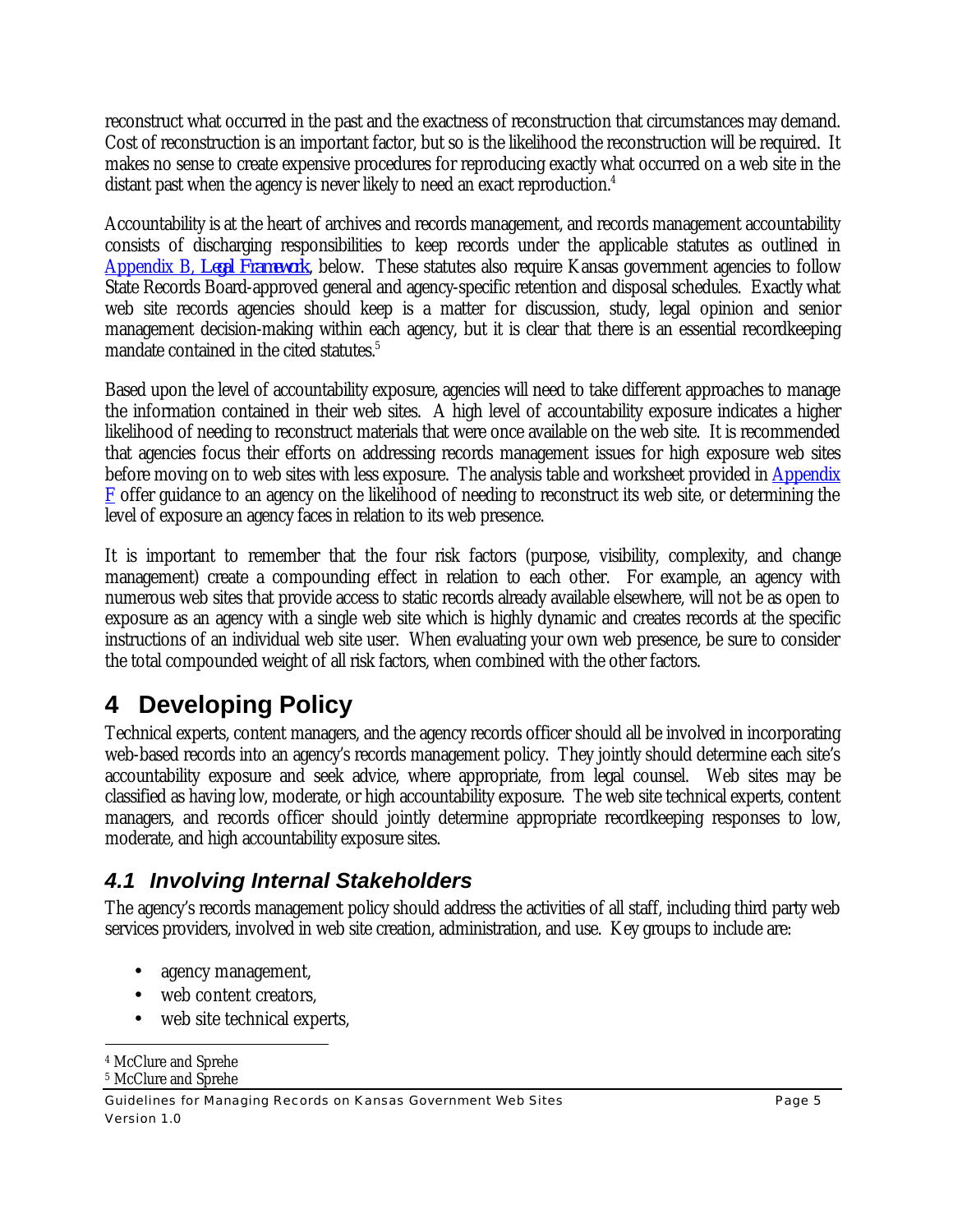reconstruct what occurred in the past and the exactness of reconstruction that circumstances may demand. Cost of reconstruction is an important factor, but so is the likelihood the reconstruction will be required. It makes no sense to create expensive procedures for reproducing exactly what occurred on a web site in the distant past when the agency is never likely to need an exact reproduction.[4]

Accountability is at the heart of archives and records management, and records management accountability consists of discharging responsibilities to keep records under the applicable statutes as outlined in Appendix B, *Legal Framework*, below. These statutes also require Kansas government agencies to follow State Records Board-approved general and agency-specific retention and disposal schedules. Exactly what web site records agencies should keep is a matter for discussion, study, legal opinion and senior management decision-making within each agency, but it is clear that there is an essential recordkeeping mandate contained in the cited statutes.[5]

Based upon the level of accountability exposure, agencies will need to take different approaches to manage the information contained in their web sites. A high level of accountability exposure indicates a higher likelihood of needing to reconstruct materials that were once available on the web site. It is recommended that agencies focus their efforts on addressing records management issues for high exposure web sites before moving on to web sites with less exposure. The analysis table and worksheet provided in Appendix F offer guidance to an agency on the likelihood of needing to reconstruct its web site, or determining the level of exposure an agency faces in relation to its web presence.

It is important to remember that the four risk factors (purpose, visibility, complexity, and change management) create a compounding effect in relation to each other. For example, an agency with numerous web sites that provide access to static records already available elsewhere, will not be as open to exposure as an agency with a single web site which is highly dynamic and creates records at the specific instructions of an individual web site user. When evaluating your own web presence, be sure to consider the total compounded weight of all risk factors, when combined with the other factors.

# 4 Developing Policy

Technical experts, content managers, and the agency records officer should all be involved in incorporating web-based records into an agency's records management policy. They jointly should determine each site's accountability exposure and seek advice, where appropriate, from legal counsel. Web sites may be classified as having low, moderate, or high accountability exposure. The web site technical experts, content managers, and records officer should jointly determine appropriate recordkeeping responses to low, moderate, and high accountability exposure sites.

## *4.1 Involving Internal Stakeholders*

The agency's records management policy should address the activities of all staff, including third party web services providers, involved in web site creation, administration, and use. Key groups to include are:

- agency management,
- web content creators,
- web site technical experts,

[4] McClure and Sprehe

[5] McClure and Sprehe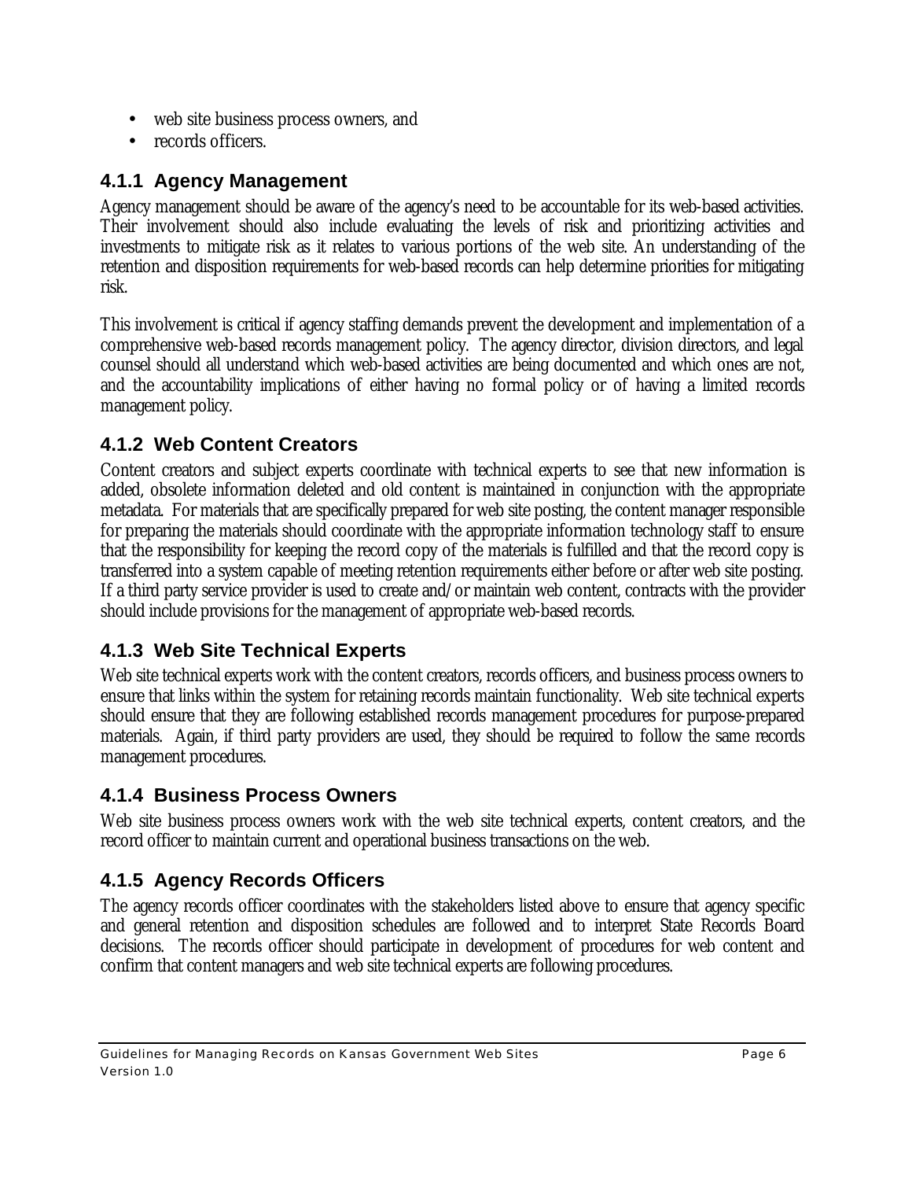- web site business process owners, and
- records officers.

### 4.1.1 Agency Management

Agency management should be aware of the agency's need to be accountable for its web-based activities. Their involvement should also include evaluating the levels of risk and prioritizing activities and investments to mitigate risk as it relates to various portions of the web site. An understanding of the retention and disposition requirements for web-based records can help determine priorities for mitigating risk.

This involvement is critical if agency staffing demands prevent the development and implementation of a comprehensive web-based records management policy. The agency director, division directors, and legal counsel should all understand which web-based activities are being documented and which ones are not, and the accountability implications of either having no formal policy or of having a limited records management policy.

### 4.1.2 Web Content Creators

Content creators and subject experts coordinate with technical experts to see that new information is added, obsolete information deleted and old content is maintained in conjunction with the appropriate metadata. For materials that are specifically prepared for web site posting, the content manager responsible for preparing the materials should coordinate with the appropriate information technology staff to ensure that the responsibility for keeping the record copy of the materials is fulfilled and that the record copy is transferred into a system capable of meeting retention requirements either before or after web site posting. If a third party service provider is used to create and/or maintain web content, contracts with the provider should include provisions for the management of appropriate web-based records.

### 4.1.3 Web Site Technical Experts

Web site technical experts work with the content creators, records officers, and business process owners to ensure that links within the system for retaining records maintain functionality. Web site technical experts should ensure that they are following established records management procedures for purpose-prepared materials. Again, if third party providers are used, they should be required to follow the same records management procedures.

### 4.1.4 Business Process Owners

Web site business process owners work with the web site technical experts, content creators, and the record officer to maintain current and operational business transactions on the web.

### 4.1.5 Agency Records Officers

The agency records officer coordinates with the stakeholders listed above to ensure that agency specific and general retention and disposition schedules are followed and to interpret State Records Board decisions. The records officer should participate in development of procedures for web content and confirm that content managers and web site technical experts are following procedures.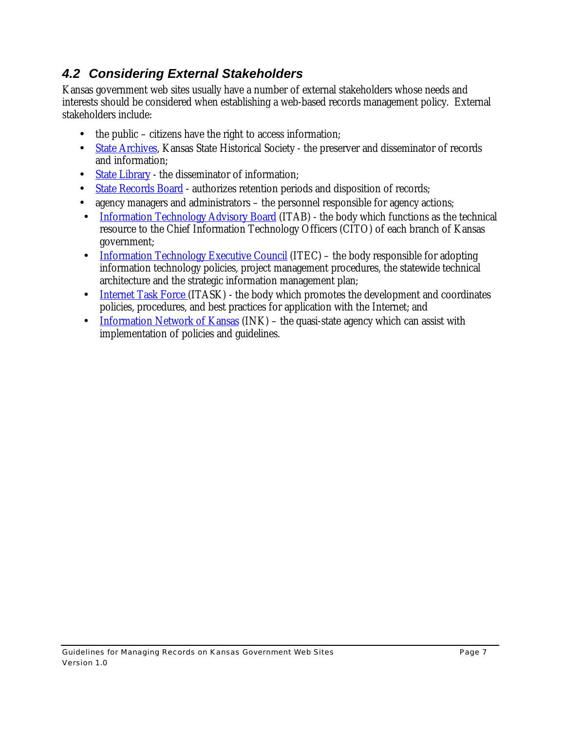### *4.2 Considering External Stakeholders*

Kansas government web sites usually have a number of external stakeholders whose needs and interests should be considered when establishing a web-based records management policy. External stakeholders include:

- the public – citizens have the right to access information;
- State Archives, Kansas State Historical Society - the preserver and disseminator of records and information;
- State Library - the disseminator of information;
- State Records Board - authorizes retention periods and disposition of records;
- agency managers and administrators – the personnel responsible for agency actions;
- Information Technology Advisory Board (ITAB) - the body which functions as the technical resource to the Chief Information Technology Officers (CITO) of each branch of Kansas government;
- Information Technology Executive Council (ITEC) – the body responsible for adopting information technology policies, project management procedures, the statewide technical architecture and the strategic information management plan;
- Internet Task Force (ITASK) - the body which promotes the development and coordinates policies, procedures, and best practices for application with the Internet; and
- Information Network of Kansas (INK) – the quasi-state agency which can assist with implementation of policies and guidelines.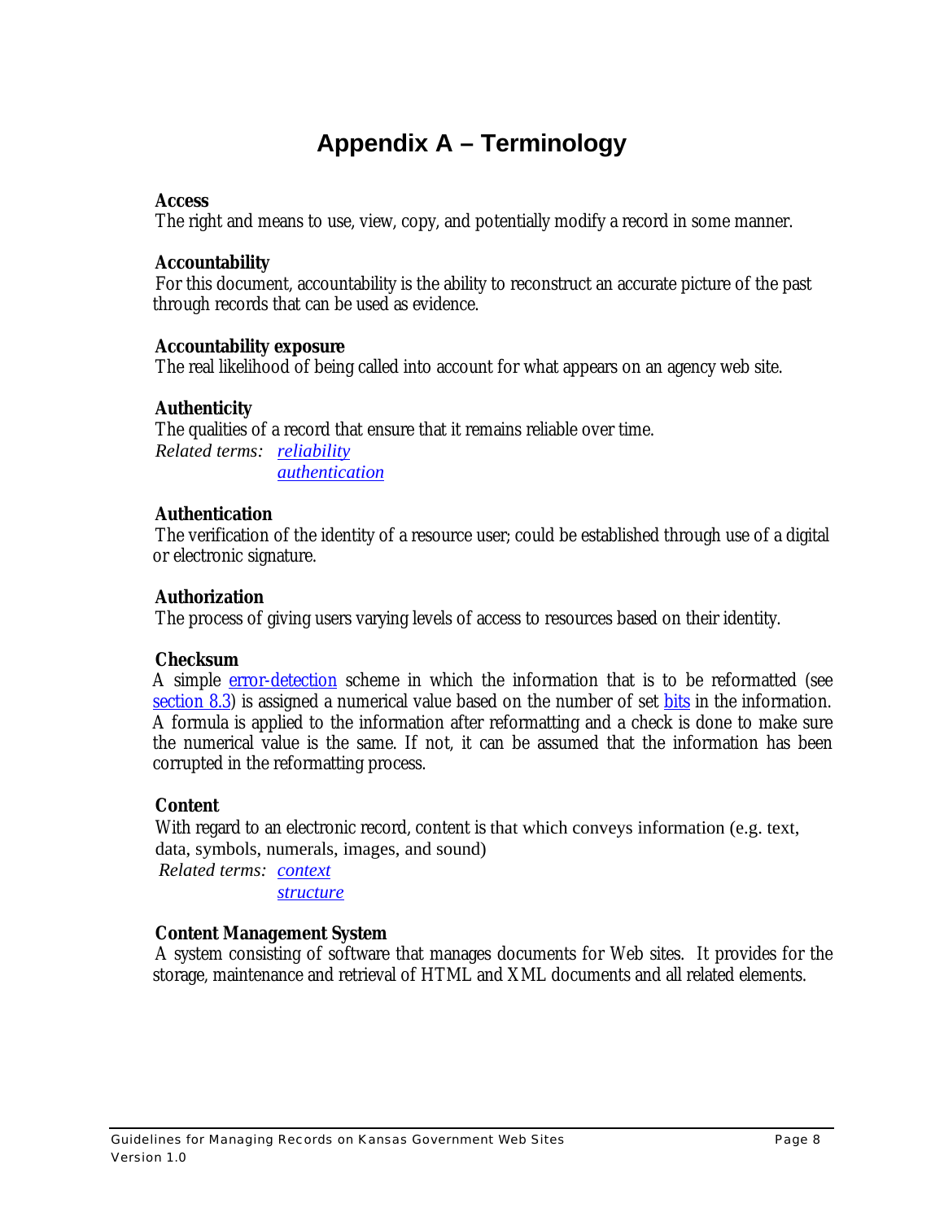# Appendix A – Terminology

**Access**
The right and means to use, view, copy, and potentially modify a record in some manner.

**Accountability**
For this document, accountability is the ability to reconstruct an accurate picture of the past through records that can be used as evidence.

**Accountability exposure**
The real likelihood of being called into account for what appears on an agency web site.

**Authenticity**
The qualities of a record that ensure that it remains reliable over time.
*Related terms:* *reliability*
*authentication*

**Authentication**
The verification of the identity of a resource user; could be established through use of a digital or electronic signature.

**Authorization**
The process of giving users varying levels of access to resources based on their identity.

**Checksum**
A simple error-detection scheme in which the information that is to be reformatted (see section 8.3) is assigned a numerical value based on the number of set bits in the information. A formula is applied to the information after reformatting and a check is done to make sure the numerical value is the same. If not, it can be assumed that the information has been corrupted in the reformatting process.

**Content**
With regard to an electronic record, content is that which conveys information (e.g. text, data, symbols, numerals, images, and sound)
*Related terms:* *context*
*structure*

**Content Management System**
A system consisting of software that manages documents for Web sites. It provides for the storage, maintenance and retrieval of HTML and XML documents and all related elements.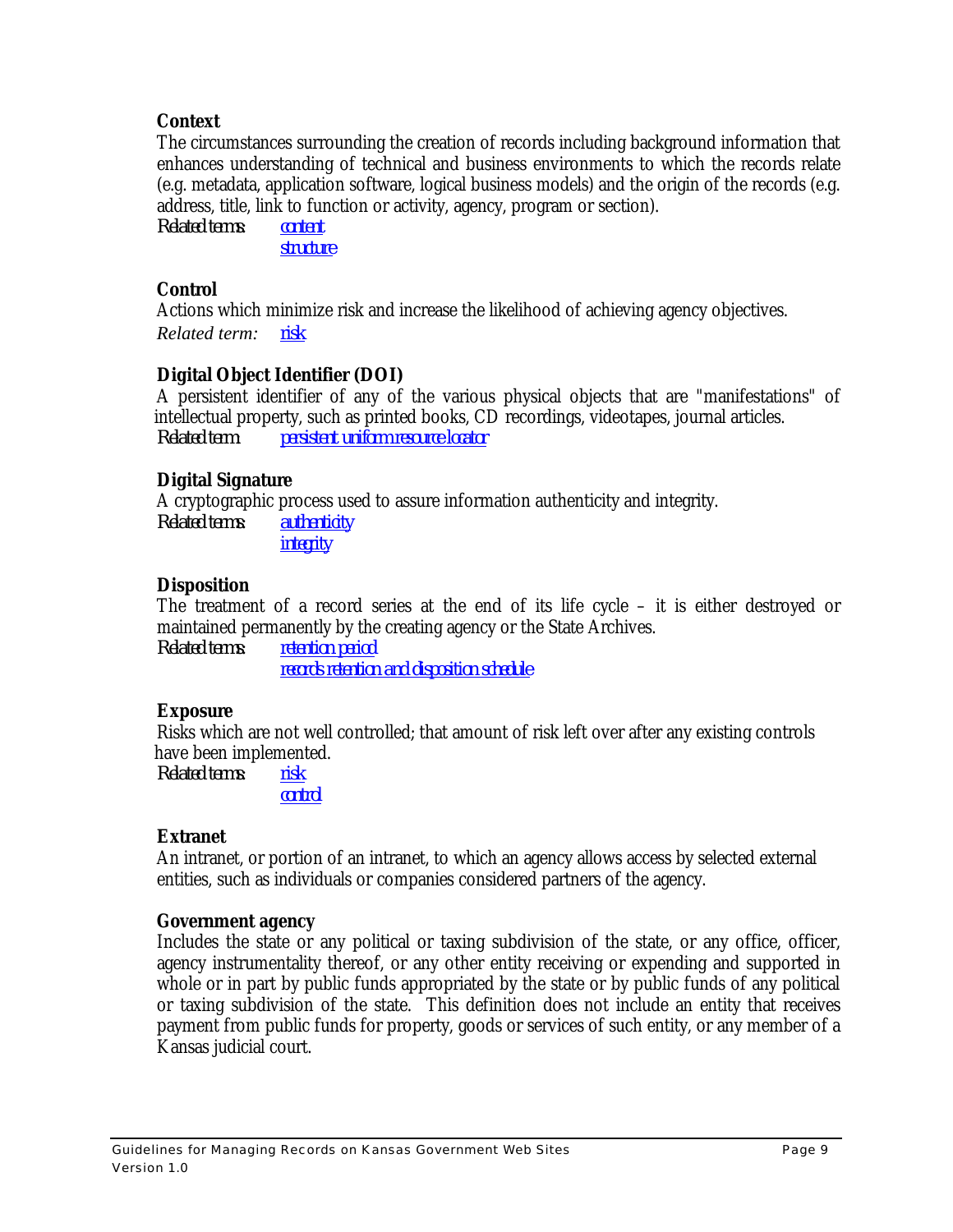**Context**
The circumstances surrounding the creation of records including background information that enhances understanding of technical and business environments to which the records relate (e.g. metadata, application software, logical business models) and the origin of the records (e.g. address, title, link to function or activity, agency, program or section).
*Related terms:* content
structure

**Control**
Actions which minimize risk and increase the likelihood of achieving agency objectives.
*Related term:* risk

**Digital Object Identifier (DOI)**
A persistent identifier of any of the various physical objects that are "manifestations" of intellectual property, such as printed books, CD recordings, videotapes, journal articles.
*Related term:* persistent uniform resource locator

**Digital Signature**
A cryptographic process used to assure information authenticity and integrity.
*Related terms:* authenticity
integrity

**Disposition**
The treatment of a record series at the end of its life cycle – it is either destroyed or maintained permanently by the creating agency or the State Archives.
*Related terms:* retention period
records retention and disposition schedule

**Exposure**
Risks which are not well controlled; that amount of risk left over after any existing controls have been implemented.
*Related terms:* risk
control

**Extranet**
An intranet, or portion of an intranet, to which an agency allows access by selected external entities, such as individuals or companies considered partners of the agency.

**Government agency**
Includes the state or any political or taxing subdivision of the state, or any office, officer, agency instrumentality thereof, or any other entity receiving or expending and supported in whole or in part by public funds appropriated by the state or by public funds of any political or taxing subdivision of the state. This definition does not include an entity that receives payment from public funds for property, goods or services of such entity, or any member of a Kansas judicial court.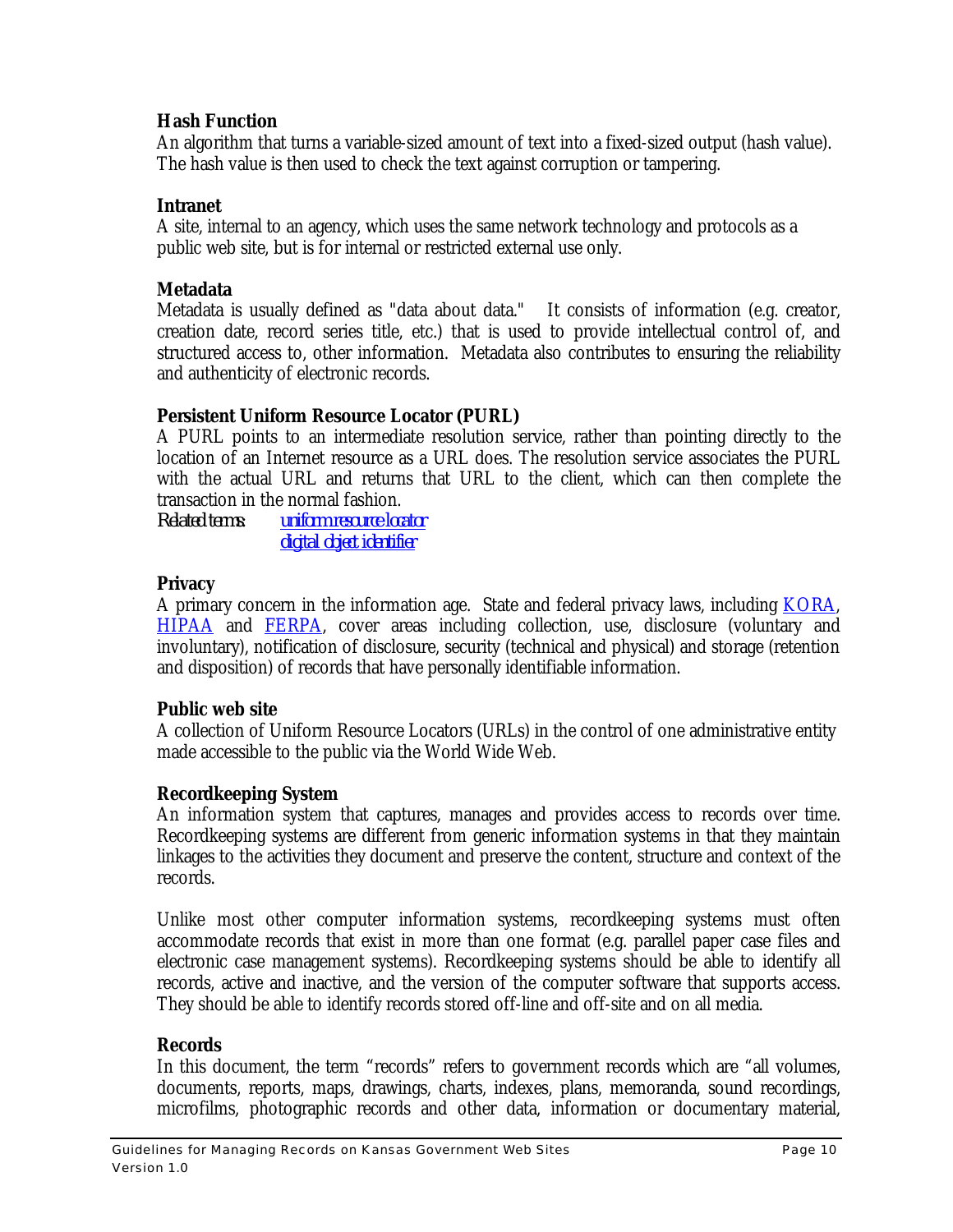**Hash Function**
An algorithm that turns a variable-sized amount of text into a fixed-sized output (hash value). The hash value is then used to check the text against corruption or tampering.

**Intranet**
A site, internal to an agency, which uses the same network technology and protocols as a public web site, but is for internal or restricted external use only.

**Metadata**
Metadata is usually defined as "data about data." It consists of information (e.g. creator, creation date, record series title, etc.) that is used to provide intellectual control of, and structured access to, other information. Metadata also contributes to ensuring the reliability and authenticity of electronic records.

**Persistent Uniform Resource Locator (PURL)**
A PURL points to an intermediate resolution service, rather than pointing directly to the location of an Internet resource as a URL does. The resolution service associates the PURL with the actual URL and returns that URL to the client, which can then complete the transaction in the normal fashion.
*Related terms:* [uniform resource locator](#)
[digital object identifier](#)

**Privacy**
A primary concern in the information age. State and federal privacy laws, including [KORA](#), [HIPAA](#) and [FERPA](#), cover areas including collection, use, disclosure (voluntary and involuntary), notification of disclosure, security (technical and physical) and storage (retention and disposition) of records that have personally identifiable information.

**Public web site**
A collection of Uniform Resource Locators (URLs) in the control of one administrative entity made accessible to the public via the World Wide Web.

**Recordkeeping System**
An information system that captures, manages and provides access to records over time. Recordkeeping systems are different from generic information systems in that they maintain linkages to the activities they document and preserve the content, structure and context of the records.

Unlike most other computer information systems, recordkeeping systems must often accommodate records that exist in more than one format (e.g. parallel paper case files and electronic case management systems). Recordkeeping systems should be able to identify all records, active and inactive, and the version of the computer software that supports access. They should be able to identify records stored off-line and off-site and on all media.

**Records**
In this document, the term "records" refers to government records which are "all volumes, documents, reports, maps, drawings, charts, indexes, plans, memoranda, sound recordings, microfilms, photographic records and other data, information or documentary material,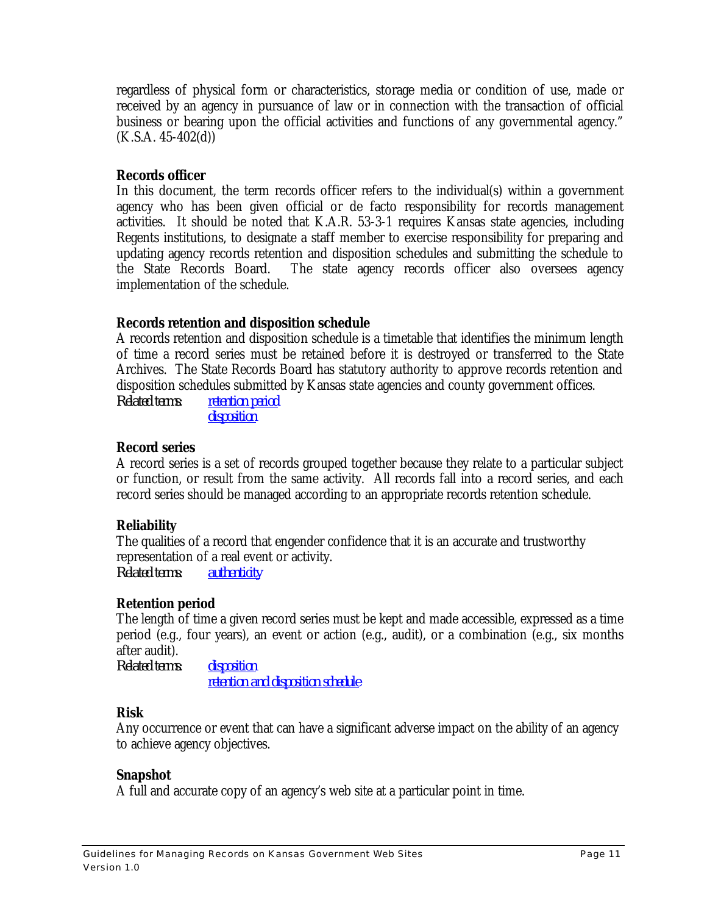regardless of physical form or characteristics, storage media or condition of use, made or received by an agency in pursuance of law or in connection with the transaction of official business or bearing upon the official activities and functions of any governmental agency." (K.S.A. 45-402(d))

**Records officer**
In this document, the term records officer refers to the individual(s) within a government agency who has been given official or de facto responsibility for records management activities. It should be noted that K.A.R. 53-3-1 requires Kansas state agencies, including Regents institutions, to designate a staff member to exercise responsibility for preparing and updating agency records retention and disposition schedules and submitting the schedule to the State Records Board. The state agency records officer also oversees agency implementation of the schedule.

**Records retention and disposition schedule**
A records retention and disposition schedule is a timetable that identifies the minimum length of time a record series must be retained before it is destroyed or transferred to the State Archives. The State Records Board has statutory authority to approve records retention and disposition schedules submitted by Kansas state agencies and county government offices.
*Related terms:* *retention period*
*disposition*

**Record series**
A record series is a set of records grouped together because they relate to a particular subject or function, or result from the same activity. All records fall into a record series, and each record series should be managed according to an appropriate records retention schedule.

**Reliability**
The qualities of a record that engender confidence that it is an accurate and trustworthy representation of a real event or activity.
*Related terms:* *authenticity*

**Retention period**
The length of time a given record series must be kept and made accessible, expressed as a time period (e.g., four years), an event or action (e.g., audit), or a combination (e.g., six months after audit).
*Related terms:* *disposition*
*retention and disposition schedule*

**Risk**
Any occurrence or event that can have a significant adverse impact on the ability of an agency to achieve agency objectives.

**Snapshot**
A full and accurate copy of an agency's web site at a particular point in time.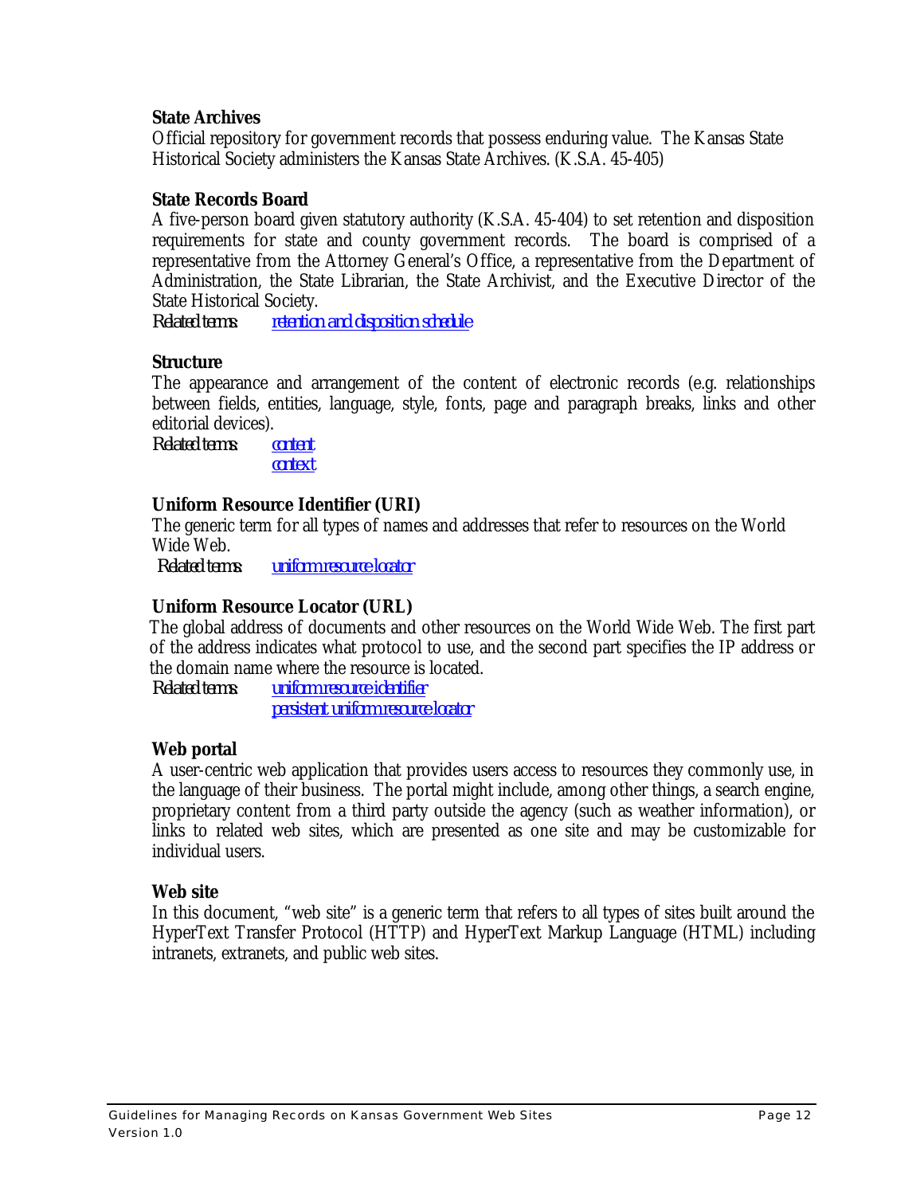**State Archives**
Official repository for government records that possess enduring value. The Kansas State Historical Society administers the Kansas State Archives. (K.S.A. 45-405)

**State Records Board**
A five-person board given statutory authority (K.S.A. 45-404) to set retention and disposition requirements for state and county government records. The board is comprised of a representative from the Attorney General's Office, a representative from the Department of Administration, the State Librarian, the State Archivist, and the Executive Director of the State Historical Society.
*Related terms:* *retention and disposition schedule*

**Structure**
The appearance and arrangement of the content of electronic records (e.g. relationships between fields, entities, language, style, fonts, page and paragraph breaks, links and other editorial devices).
*Related terms:* *content*
*context*

**Uniform Resource Identifier (URI)**
The generic term for all types of names and addresses that refer to resources on the World Wide Web.
*Related terms:* *uniform resource locator*

**Uniform Resource Locator (URL)**
The global address of documents and other resources on the World Wide Web. The first part of the address indicates what protocol to use, and the second part specifies the IP address or the domain name where the resource is located.
*Related terms:* *uniform resource identifier*
*persistent uniform resource locator*

**Web portal**
A user-centric web application that provides users access to resources they commonly use, in the language of their business. The portal might include, among other things, a search engine, proprietary content from a third party outside the agency (such as weather information), or links to related web sites, which are presented as one site and may be customizable for individual users.

**Web site**
In this document, "web site" is a generic term that refers to all types of sites built around the HyperText Transfer Protocol (HTTP) and HyperText Markup Language (HTML) including intranets, extranets, and public web sites.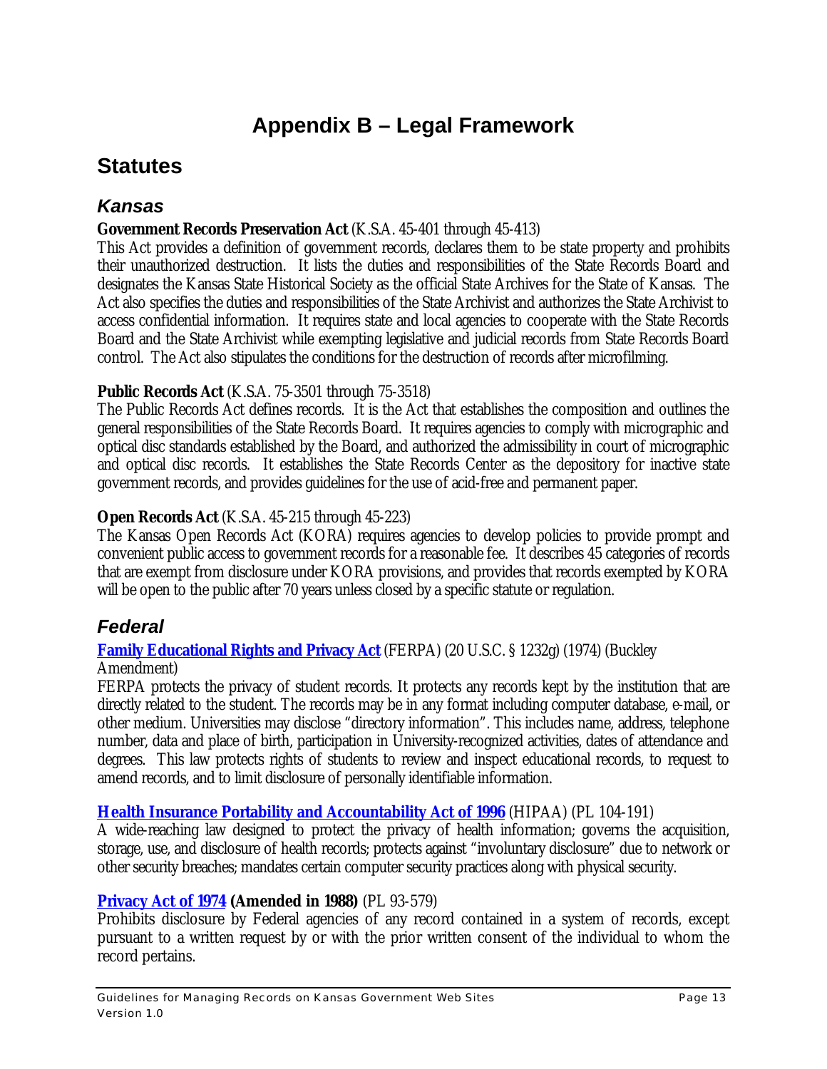# Appendix B – Legal Framework

## Statutes

### *Kansas*

**Government Records Preservation Act** (K.S.A. 45-401 through 45-413)
This Act provides a definition of government records, declares them to be state property and prohibits their unauthorized destruction. It lists the duties and responsibilities of the State Records Board and designates the Kansas State Historical Society as the official State Archives for the State of Kansas. The Act also specifies the duties and responsibilities of the State Archivist and authorizes the State Archivist to access confidential information. It requires state and local agencies to cooperate with the State Records Board and the State Archivist while exempting legislative and judicial records from State Records Board control. The Act also stipulates the conditions for the destruction of records after microfilming.

**Public Records Act** (K.S.A. 75-3501 through 75-3518)
The Public Records Act defines records. It is the Act that establishes the composition and outlines the general responsibilities of the State Records Board. It requires agencies to comply with micrographic and optical disc standards established by the Board, and authorized the admissibility in court of micrographic and optical disc records. It establishes the State Records Center as the depository for inactive state government records, and provides guidelines for the use of acid-free and permanent paper.

**Open Records Act** (K.S.A. 45-215 through 45-223)
The Kansas Open Records Act (KORA) requires agencies to develop policies to provide prompt and convenient public access to government records for a reasonable fee. It describes 45 categories of records that are exempt from disclosure under KORA provisions, and provides that records exempted by KORA will be open to the public after 70 years unless closed by a specific statute or regulation.

### *Federal*

**Family Educational Rights and Privacy Act** (FERPA) (20 U.S.C. § 1232g) (1974) (Buckley Amendment)
FERPA protects the privacy of student records. It protects any records kept by the institution that are directly related to the student. The records may be in any format including computer database, e-mail, or other medium. Universities may disclose "directory information". This includes name, address, telephone number, data and place of birth, participation in University-recognized activities, dates of attendance and degrees. This law protects rights of students to review and inspect educational records, to request to amend records, and to limit disclosure of personally identifiable information.

**Health Insurance Portability and Accountability Act of 1996** (HIPAA) (PL 104-191)
A wide-reaching law designed to protect the privacy of health information; governs the acquisition, storage, use, and disclosure of health records; protects against "involuntary disclosure" due to network or other security breaches; mandates certain computer security practices along with physical security.

**Privacy Act of 1974 (Amended in 1988)** (PL 93-579)
Prohibits disclosure by Federal agencies of any record contained in a system of records, except pursuant to a written request by or with the prior written consent of the individual to whom the record pertains.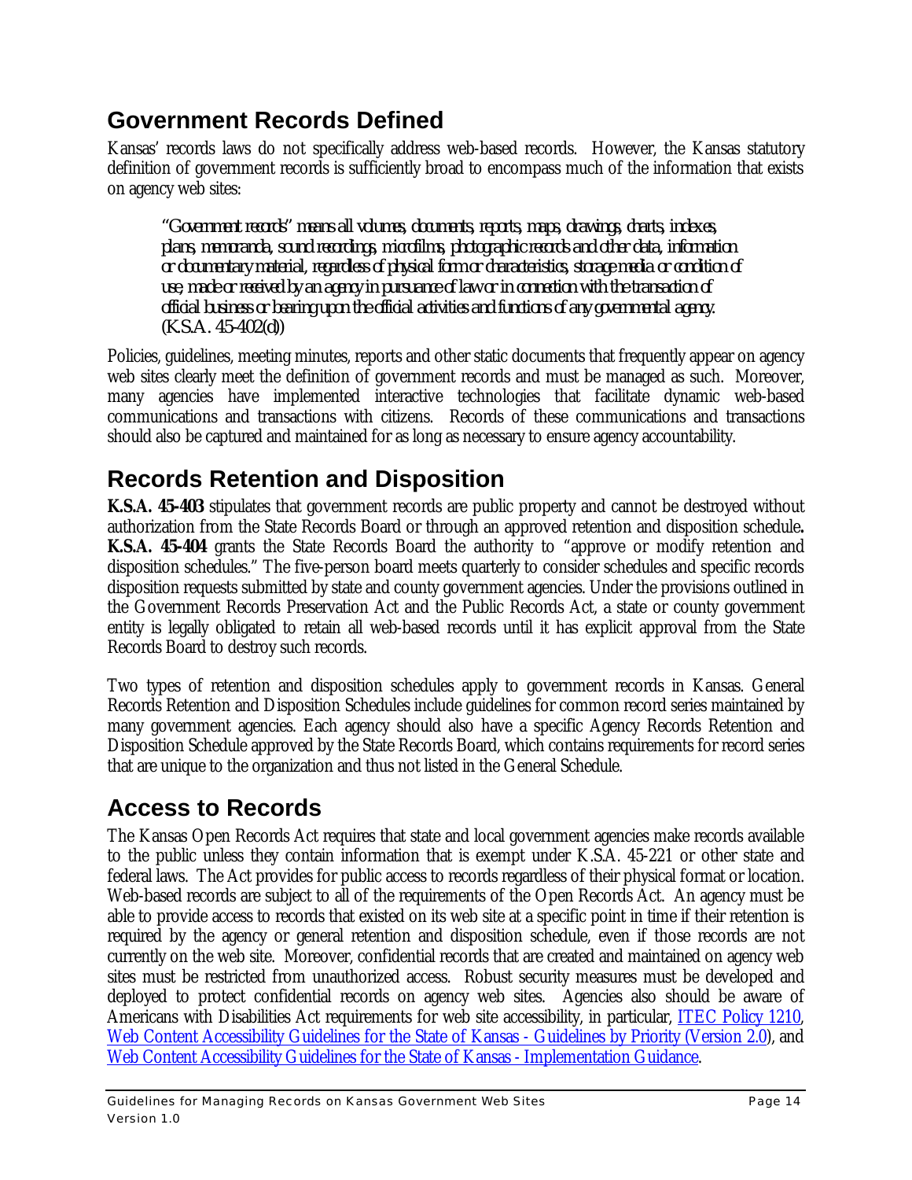## Government Records Defined

Kansas' records laws do not specifically address web-based records. However, the Kansas statutory definition of government records is sufficiently broad to encompass much of the information that exists on agency web sites:

> *"Government records" means all volumes, documents, reports, maps, drawings, charts, indexes, plans, memoranda, sound recordings, microfilms, photographic records and other data, information or documentary material, regardless of physical form or characteristics, storage media or condition of use, made or received by an agency in pursuance of law or in connection with the transaction of official business or bearing upon the official activities and functions of any governmental agency.* (K.S.A. 45-402(d))

Policies, guidelines, meeting minutes, reports and other static documents that frequently appear on agency web sites clearly meet the definition of government records and must be managed as such. Moreover, many agencies have implemented interactive technologies that facilitate dynamic web-based communications and transactions with citizens. Records of these communications and transactions should also be captured and maintained for as long as necessary to ensure agency accountability.

## Records Retention and Disposition

**K.S.A. 45-403** stipulates that government records are public property and cannot be destroyed without authorization from the State Records Board or through an approved retention and disposition schedule**.** **K.S.A. 45-404** grants the State Records Board the authority to "approve or modify retention and disposition schedules." The five-person board meets quarterly to consider schedules and specific records disposition requests submitted by state and county government agencies. Under the provisions outlined in the Government Records Preservation Act and the Public Records Act, a state or county government entity is legally obligated to retain all web-based records until it has explicit approval from the State Records Board to destroy such records.

Two types of retention and disposition schedules apply to government records in Kansas. General Records Retention and Disposition Schedules include guidelines for common record series maintained by many government agencies. Each agency should also have a specific Agency Records Retention and Disposition Schedule approved by the State Records Board, which contains requirements for record series that are unique to the organization and thus not listed in the General Schedule.

## Access to Records

The Kansas Open Records Act requires that state and local government agencies make records available to the public unless they contain information that is exempt under K.S.A. 45-221 or other state and federal laws. The Act provides for public access to records regardless of their physical format or location. Web-based records are subject to all of the requirements of the Open Records Act. An agency must be able to provide access to records that existed on its web site at a specific point in time if their retention is required by the agency or general retention and disposition schedule, even if those records are not currently on the web site. Moreover, confidential records that are created and maintained on agency web sites must be restricted from unauthorized access. Robust security measures must be developed and deployed to protect confidential records on agency web sites. Agencies also should be aware of Americans with Disabilities Act requirements for web site accessibility, in particular, ITEC Policy 1210, Web Content Accessibility Guidelines for the State of Kansas - Guidelines by Priority (Version 2.0), and Web Content Accessibility Guidelines for the State of Kansas - Implementation Guidance.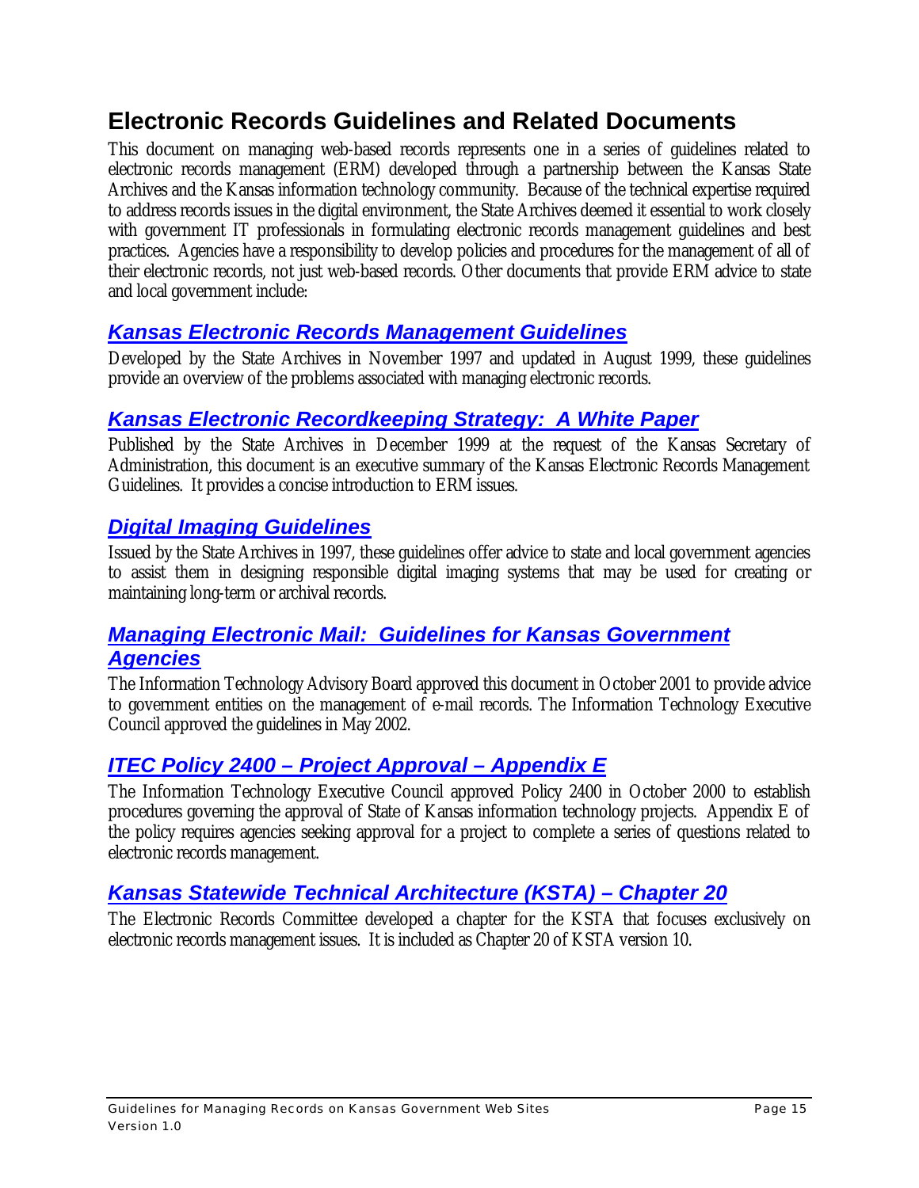# Electronic Records Guidelines and Related Documents

This document on managing web-based records represents one in a series of guidelines related to electronic records management (ERM) developed through a partnership between the Kansas State Archives and the Kansas information technology community. Because of the technical expertise required to address records issues in the digital environment, the State Archives deemed it essential to work closely with government IT professionals in formulating electronic records management guidelines and best practices. Agencies have a responsibility to develop policies and procedures for the management of all of their electronic records, not just web-based records. Other documents that provide ERM advice to state and local government include:

## *Kansas Electronic Records Management Guidelines*

Developed by the State Archives in November 1997 and updated in August 1999, these guidelines provide an overview of the problems associated with managing electronic records.

## *Kansas Electronic Recordkeeping Strategy: A White Paper*

Published by the State Archives in December 1999 at the request of the Kansas Secretary of Administration, this document is an executive summary of the Kansas Electronic Records Management Guidelines. It provides a concise introduction to ERM issues.

## *Digital Imaging Guidelines*

Issued by the State Archives in 1997, these guidelines offer advice to state and local government agencies to assist them in designing responsible digital imaging systems that may be used for creating or maintaining long-term or archival records.

## *Managing Electronic Mail: Guidelines for Kansas Government Agencies*

The Information Technology Advisory Board approved this document in October 2001 to provide advice to government entities on the management of e-mail records. The Information Technology Executive Council approved the guidelines in May 2002.

## *ITEC Policy 2400 – Project Approval – Appendix E*

The Information Technology Executive Council approved Policy 2400 in October 2000 to establish procedures governing the approval of State of Kansas information technology projects. Appendix E of the policy requires agencies seeking approval for a project to complete a series of questions related to electronic records management.

## *Kansas Statewide Technical Architecture (KSTA) – Chapter 20*

The Electronic Records Committee developed a chapter for the KSTA that focuses exclusively on electronic records management issues. It is included as Chapter 20 of KSTA version 10.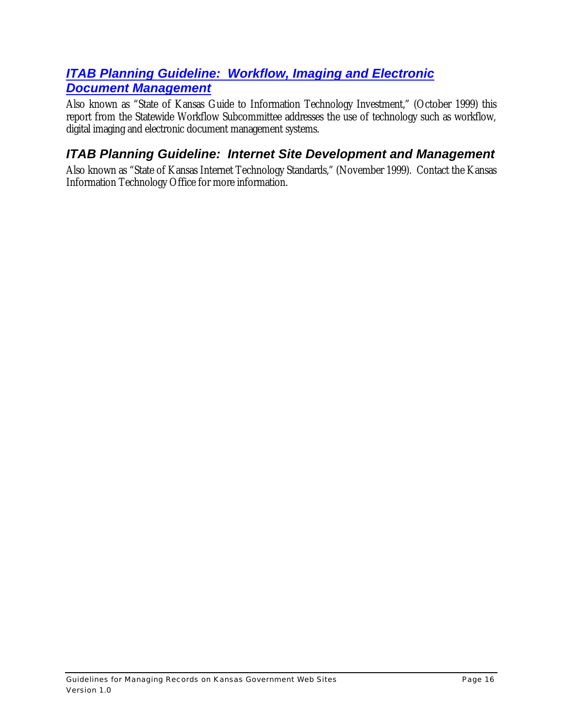### *ITAB Planning Guideline: Workflow, Imaging and Electronic Document Management*

Also known as "State of Kansas Guide to Information Technology Investment," (October 1999) this report from the Statewide Workflow Subcommittee addresses the use of technology such as workflow, digital imaging and electronic document management systems.

### *ITAB Planning Guideline: Internet Site Development and Management*

Also known as "State of Kansas Internet Technology Standards," (November 1999). Contact the Kansas Information Technology Office for more information.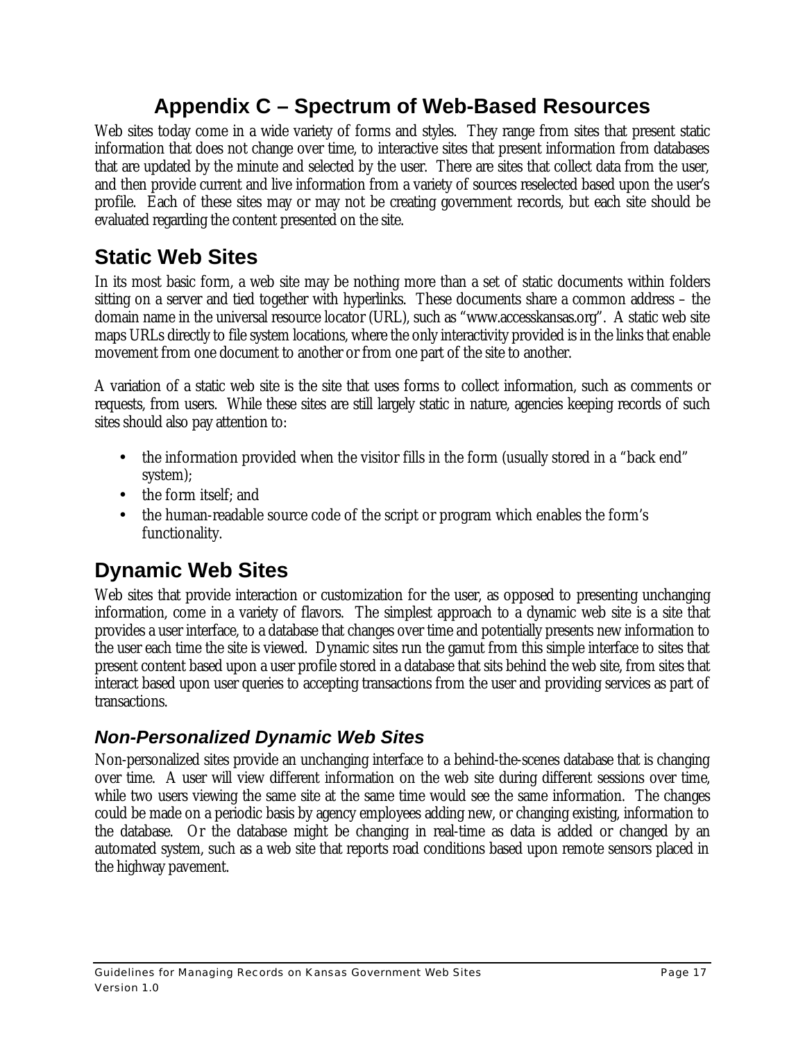# Appendix C – Spectrum of Web-Based Resources

Web sites today come in a wide variety of forms and styles. They range from sites that present static information that does not change over time, to interactive sites that present information from databases that are updated by the minute and selected by the user. There are sites that collect data from the user, and then provide current and live information from a variety of sources reselected based upon the user's profile. Each of these sites may or may not be creating government records, but each site should be evaluated regarding the content presented on the site.

## Static Web Sites

In its most basic form, a web site may be nothing more than a set of static documents within folders sitting on a server and tied together with hyperlinks. These documents share a common address – the domain name in the universal resource locator (URL), such as "www.accesskansas.org". A static web site maps URLs directly to file system locations, where the only interactivity provided is in the links that enable movement from one document to another or from one part of the site to another.

A variation of a static web site is the site that uses forms to collect information, such as comments or requests, from users. While these sites are still largely static in nature, agencies keeping records of such sites should also pay attention to:

- the information provided when the visitor fills in the form (usually stored in a "back end" system);
- the form itself; and
- the human-readable source code of the script or program which enables the form's functionality.

## Dynamic Web Sites

Web sites that provide interaction or customization for the user, as opposed to presenting unchanging information, come in a variety of flavors. The simplest approach to a dynamic web site is a site that provides a user interface, to a database that changes over time and potentially presents new information to the user each time the site is viewed. Dynamic sites run the gamut from this simple interface to sites that present content based upon a user profile stored in a database that sits behind the web site, from sites that interact based upon user queries to accepting transactions from the user and providing services as part of transactions.

### *Non-Personalized Dynamic Web Sites*

Non-personalized sites provide an unchanging interface to a behind-the-scenes database that is changing over time. A user will view different information on the web site during different sessions over time, while two users viewing the same site at the same time would see the same information. The changes could be made on a periodic basis by agency employees adding new, or changing existing, information to the database. Or the database might be changing in real-time as data is added or changed by an automated system, such as a web site that reports road conditions based upon remote sensors placed in the highway pavement.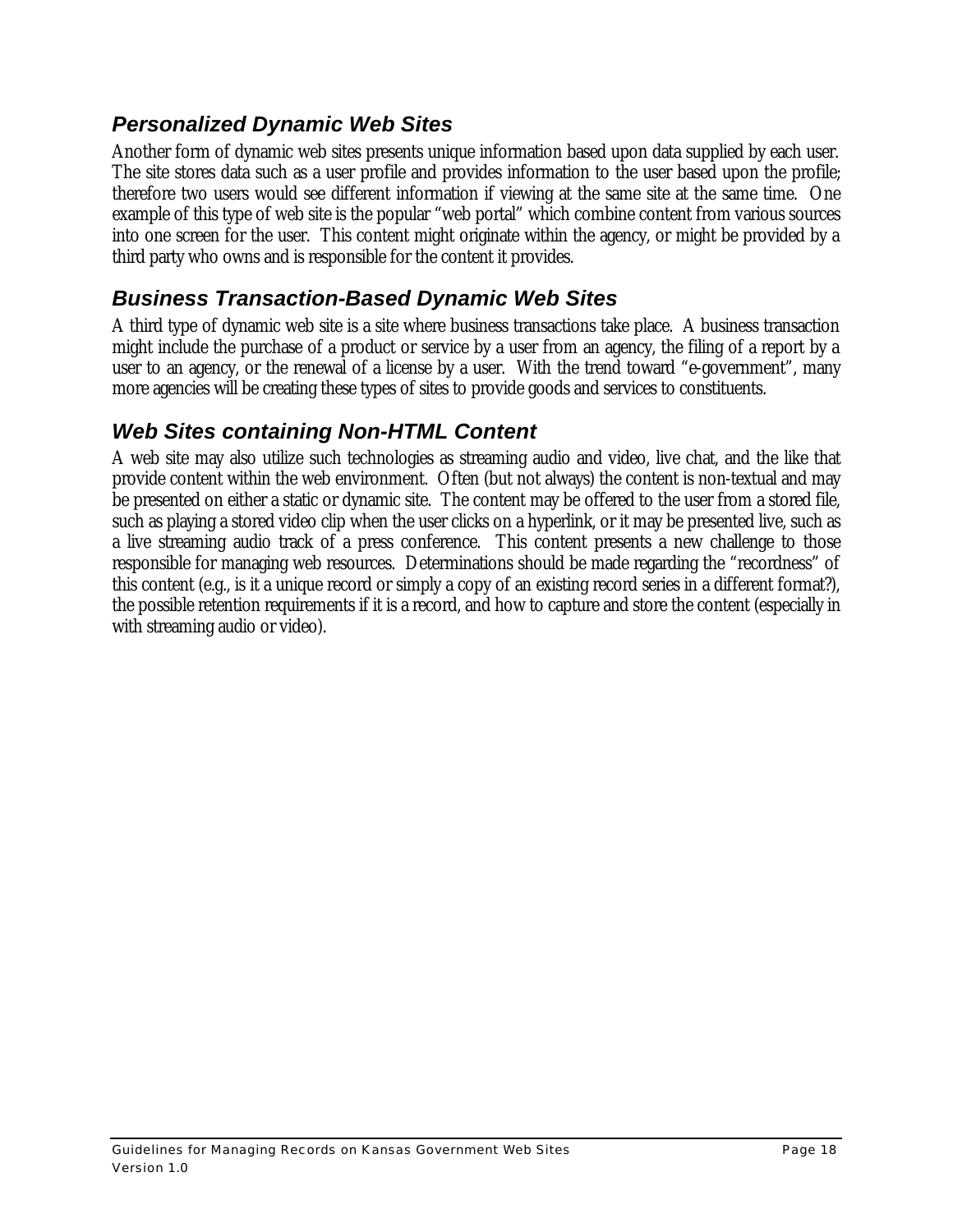### *Personalized Dynamic Web Sites*

Another form of dynamic web sites presents unique information based upon data supplied by each user. The site stores data such as a user profile and provides information to the user based upon the profile; therefore two users would see different information if viewing at the same site at the same time. One example of this type of web site is the popular "web portal" which combine content from various sources into one screen for the user. This content might originate within the agency, or might be provided by a third party who owns and is responsible for the content it provides.

### *Business Transaction-Based Dynamic Web Sites*

A third type of dynamic web site is a site where business transactions take place. A business transaction might include the purchase of a product or service by a user from an agency, the filing of a report by a user to an agency, or the renewal of a license by a user. With the trend toward "e-government", many more agencies will be creating these types of sites to provide goods and services to constituents.

### *Web Sites containing Non-HTML Content*

A web site may also utilize such technologies as streaming audio and video, live chat, and the like that provide content within the web environment. Often (but not always) the content is non-textual and may be presented on either a static or dynamic site. The content may be offered to the user from a stored file, such as playing a stored video clip when the user clicks on a hyperlink, or it may be presented live, such as a live streaming audio track of a press conference. This content presents a new challenge to those responsible for managing web resources. Determinations should be made regarding the "recordness" of this content (e.g., is it a unique record or simply a copy of an existing record series in a different format?), the possible retention requirements if it is a record, and how to capture and store the content (especially in with streaming audio or video).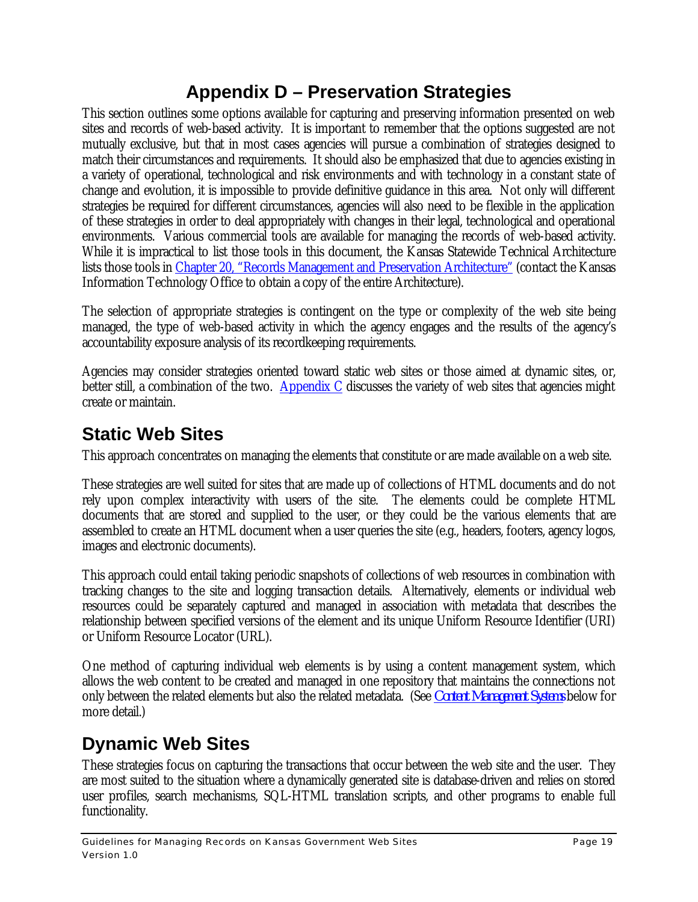# Appendix D – Preservation Strategies

This section outlines some options available for capturing and preserving information presented on web sites and records of web-based activity. It is important to remember that the options suggested are not mutually exclusive, but that in most cases agencies will pursue a combination of strategies designed to match their circumstances and requirements. It should also be emphasized that due to agencies existing in a variety of operational, technological and risk environments and with technology in a constant state of change and evolution, it is impossible to provide definitive guidance in this area. Not only will different strategies be required for different circumstances, agencies will also need to be flexible in the application of these strategies in order to deal appropriately with changes in their legal, technological and operational environments. Various commercial tools are available for managing the records of web-based activity. While it is impractical to list those tools in this document, the Kansas Statewide Technical Architecture lists those tools in Chapter 20, "Records Management and Preservation Architecture" (contact the Kansas Information Technology Office to obtain a copy of the entire Architecture).

The selection of appropriate strategies is contingent on the type or complexity of the web site being managed, the type of web-based activity in which the agency engages and the results of the agency's accountability exposure analysis of its recordkeeping requirements.

Agencies may consider strategies oriented toward static web sites or those aimed at dynamic sites, or, better still, a combination of the two. Appendix C discusses the variety of web sites that agencies might create or maintain.

## Static Web Sites

This approach concentrates on managing the elements that constitute or are made available on a web site.

These strategies are well suited for sites that are made up of collections of HTML documents and do not rely upon complex interactivity with users of the site. The elements could be complete HTML documents that are stored and supplied to the user, or they could be the various elements that are assembled to create an HTML document when a user queries the site (e.g., headers, footers, agency logos, images and electronic documents).

This approach could entail taking periodic snapshots of collections of web resources in combination with tracking changes to the site and logging transaction details. Alternatively, elements or individual web resources could be separately captured and managed in association with metadata that describes the relationship between specified versions of the element and its unique Uniform Resource Identifier (URI) or Uniform Resource Locator (URL).

One method of capturing individual web elements is by using a content management system, which allows the web content to be created and managed in one repository that maintains the connections not only between the related elements but also the related metadata. (See *Content Management Systems* below for more detail.)

## Dynamic Web Sites

These strategies focus on capturing the transactions that occur between the web site and the user. They are most suited to the situation where a dynamically generated site is database-driven and relies on stored user profiles, search mechanisms, SQL-HTML translation scripts, and other programs to enable full functionality.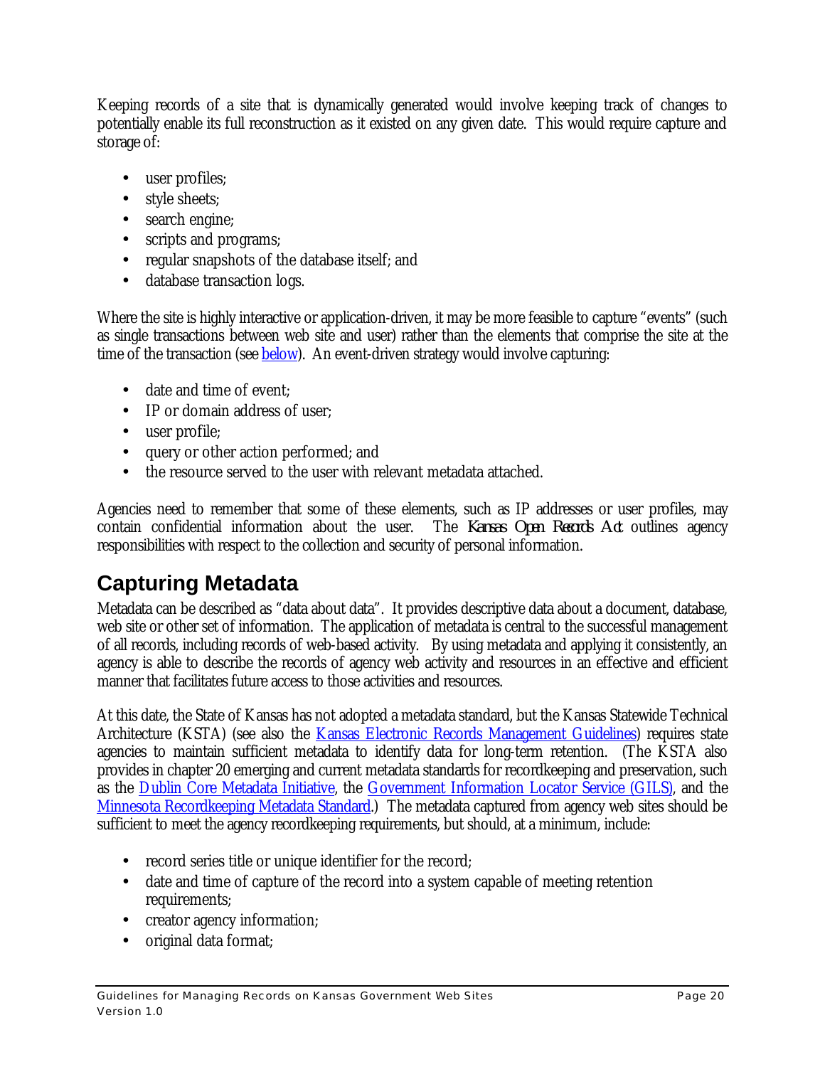Keeping records of a site that is dynamically generated would involve keeping track of changes to potentially enable its full reconstruction as it existed on any given date. This would require capture and storage of:

- user profiles;
- style sheets;
- search engine;
- scripts and programs;
- regular snapshots of the database itself; and
- database transaction logs.

Where the site is highly interactive or application-driven, it may be more feasible to capture "events" (such as single transactions between web site and user) rather than the elements that comprise the site at the time of the transaction (see below). An event-driven strategy would involve capturing:

- date and time of event;
- IP or domain address of user;
- user profile;
- query or other action performed; and
- the resource served to the user with relevant metadata attached.

Agencies need to remember that some of these elements, such as IP addresses or user profiles, may contain confidential information about the user. The *Kansas Open Records Act* outlines agency responsibilities with respect to the collection and security of personal information.

## Capturing Metadata

Metadata can be described as "data about data". It provides descriptive data about a document, database, web site or other set of information. The application of metadata is central to the successful management of all records, including records of web-based activity. By using metadata and applying it consistently, an agency is able to describe the records of agency web activity and resources in an effective and efficient manner that facilitates future access to those activities and resources.

At this date, the State of Kansas has not adopted a metadata standard, but the Kansas Statewide Technical Architecture (KSTA) (see also the Kansas Electronic Records Management Guidelines) requires state agencies to maintain sufficient metadata to identify data for long-term retention. (The KSTA also provides in chapter 20 emerging and current metadata standards for recordkeeping and preservation, such as the Dublin Core Metadata Initiative, the Government Information Locator Service (GILS), and the Minnesota Recordkeeping Metadata Standard.) The metadata captured from agency web sites should be sufficient to meet the agency recordkeeping requirements, but should, at a minimum, include:

- record series title or unique identifier for the record;
- date and time of capture of the record into a system capable of meeting retention requirements;
- creator agency information;
- original data format;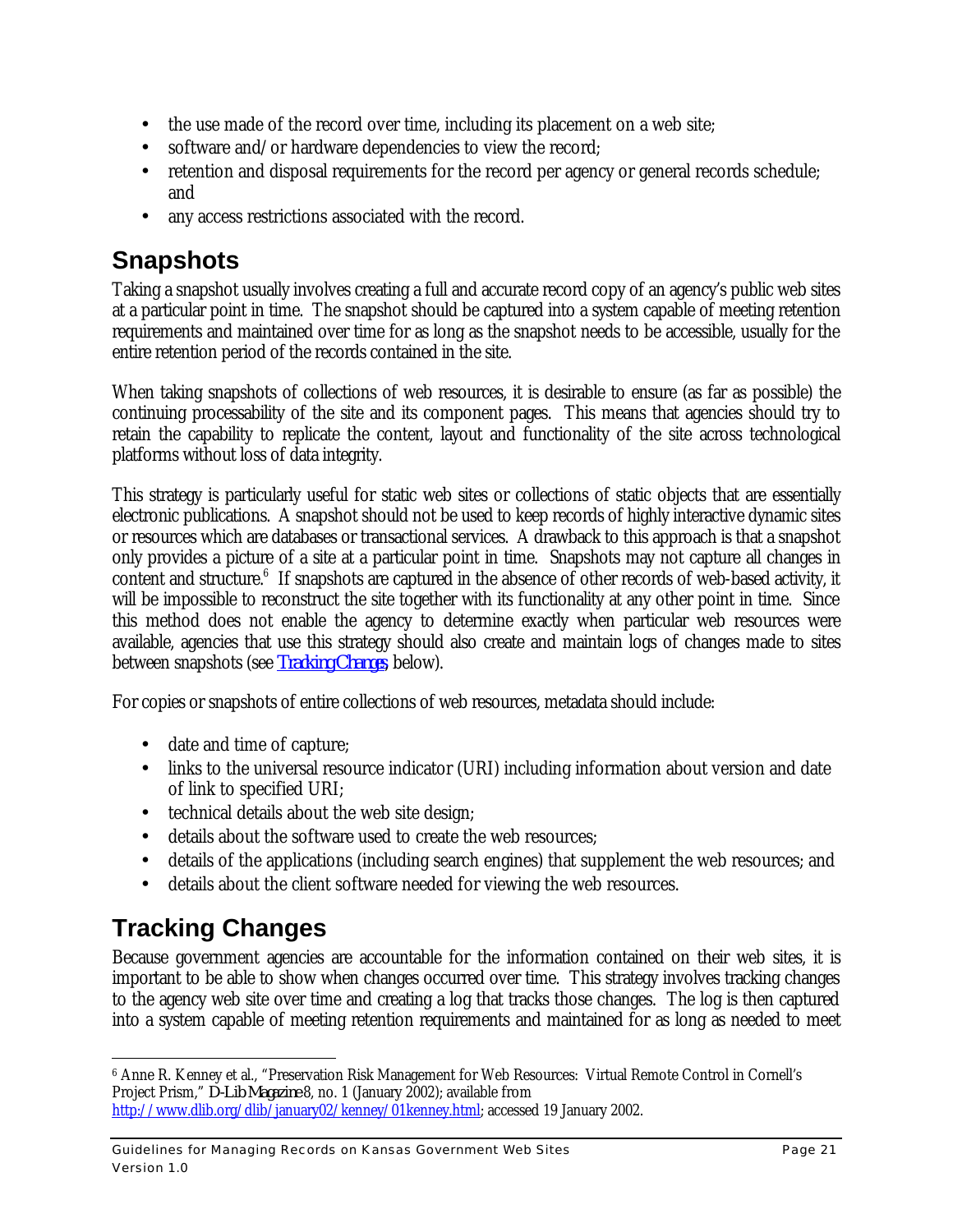- the use made of the record over time, including its placement on a web site;
- software and/or hardware dependencies to view the record;
- retention and disposal requirements for the record per agency or general records schedule; and
- any access restrictions associated with the record.

## Snapshots

Taking a snapshot usually involves creating a full and accurate record copy of an agency's public web sites at a particular point in time. The snapshot should be captured into a system capable of meeting retention requirements and maintained over time for as long as the snapshot needs to be accessible, usually for the entire retention period of the records contained in the site.

When taking snapshots of collections of web resources, it is desirable to ensure (as far as possible) the continuing processability of the site and its component pages. This means that agencies should try to retain the capability to replicate the content, layout and functionality of the site across technological platforms without loss of data integrity.

This strategy is particularly useful for static web sites or collections of static objects that are essentially electronic publications. A snapshot should not be used to keep records of highly interactive dynamic sites or resources which are databases or transactional services. A drawback to this approach is that a snapshot only provides a picture of a site at a particular point in time. Snapshots may not capture all changes in content and structure.[6] If snapshots are captured in the absence of other records of web-based activity, it will be impossible to reconstruct the site together with its functionality at any other point in time. Since this method does not enable the agency to determine exactly when particular web resources were available, agencies that use this strategy should also create and maintain logs of changes made to sites between snapshots (see Tracking Changes, below).

For copies or snapshots of entire collections of web resources, metadata should include:

- date and time of capture;
- links to the universal resource indicator (URI) including information about version and date of link to specified URI;
- technical details about the web site design;
- details about the software used to create the web resources;
- details of the applications (including search engines) that supplement the web resources; and
- details about the client software needed for viewing the web resources.

## Tracking Changes

Because government agencies are accountable for the information contained on their web sites, it is important to be able to show when changes occurred over time. This strategy involves tracking changes to the agency web site over time and creating a log that tracks those changes. The log is then captured into a system capable of meeting retention requirements and maintained for as long as needed to meet

---

[6] Anne R. Kenney et al., "Preservation Risk Management for Web Resources: Virtual Remote Control in Cornell's Project Prism," *D-Lib Magazine* 8, no. 1 (January 2002); available from http://www.dlib.org/dlib/january02/kenney/01kenney.html; accessed 19 January 2002.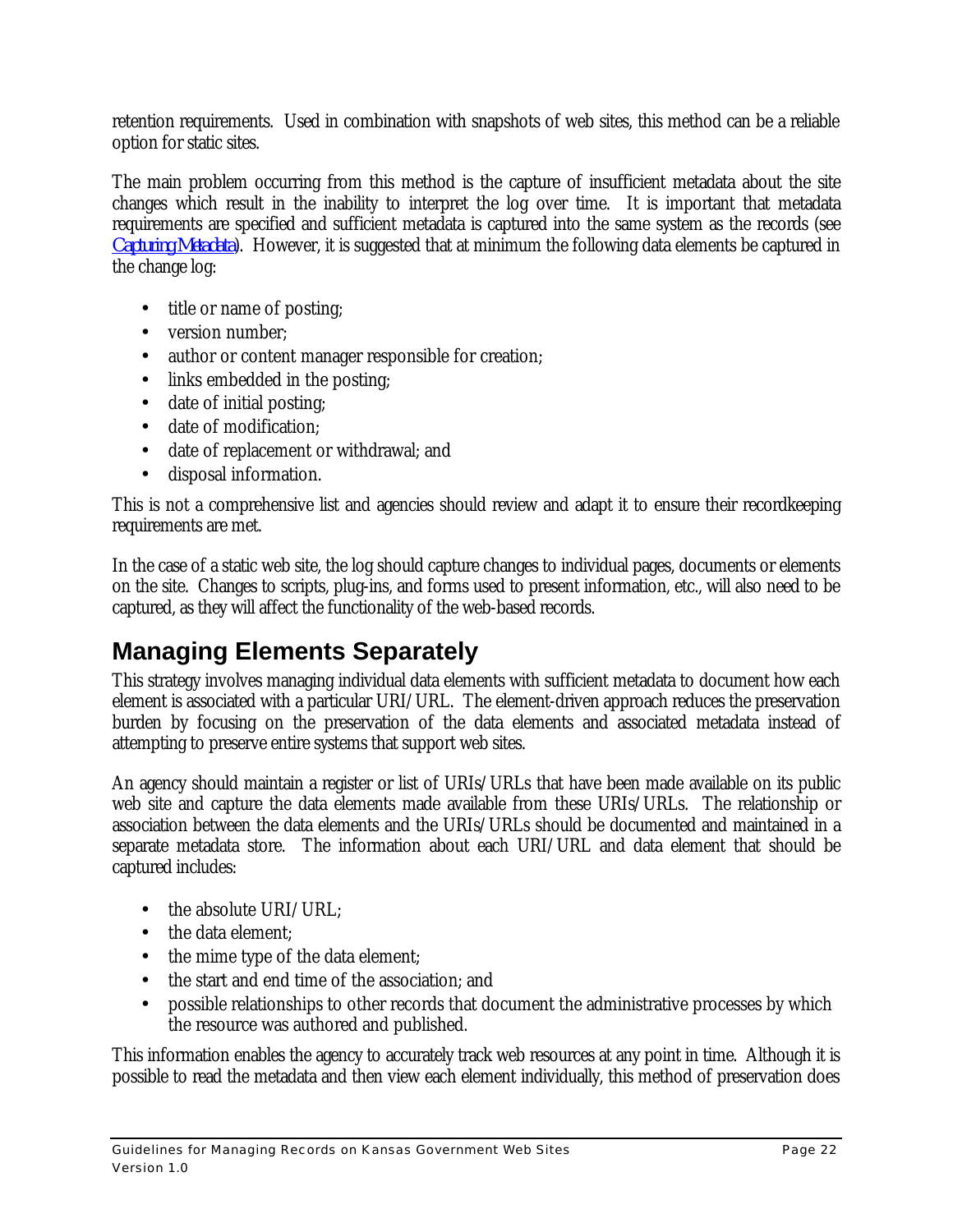retention requirements. Used in combination with snapshots of web sites, this method can be a reliable option for static sites.

The main problem occurring from this method is the capture of insufficient metadata about the site changes which result in the inability to interpret the log over time. It is important that metadata requirements are specified and sufficient metadata is captured into the same system as the records (see Capturing Metadata). However, it is suggested that at minimum the following data elements be captured in the change log:

- title or name of posting;
- version number;
- author or content manager responsible for creation;
- links embedded in the posting;
- date of initial posting;
- date of modification;
- date of replacement or withdrawal; and
- disposal information.

This is not a comprehensive list and agencies should review and adapt it to ensure their recordkeeping requirements are met.

In the case of a static web site, the log should capture changes to individual pages, documents or elements on the site. Changes to scripts, plug-ins, and forms used to present information, etc., will also need to be captured, as they will affect the functionality of the web-based records.

## Managing Elements Separately

This strategy involves managing individual data elements with sufficient metadata to document how each element is associated with a particular URI/URL. The element-driven approach reduces the preservation burden by focusing on the preservation of the data elements and associated metadata instead of attempting to preserve entire systems that support web sites.

An agency should maintain a register or list of URIs/URLs that have been made available on its public web site and capture the data elements made available from these URIs/URLs. The relationship or association between the data elements and the URIs/URLs should be documented and maintained in a separate metadata store. The information about each URI/URL and data element that should be captured includes:

- the absolute URI/URL;
- the data element;
- the mime type of the data element;
- the start and end time of the association; and
- possible relationships to other records that document the administrative processes by which the resource was authored and published.

This information enables the agency to accurately track web resources at any point in time. Although it is possible to read the metadata and then view each element individually, this method of preservation does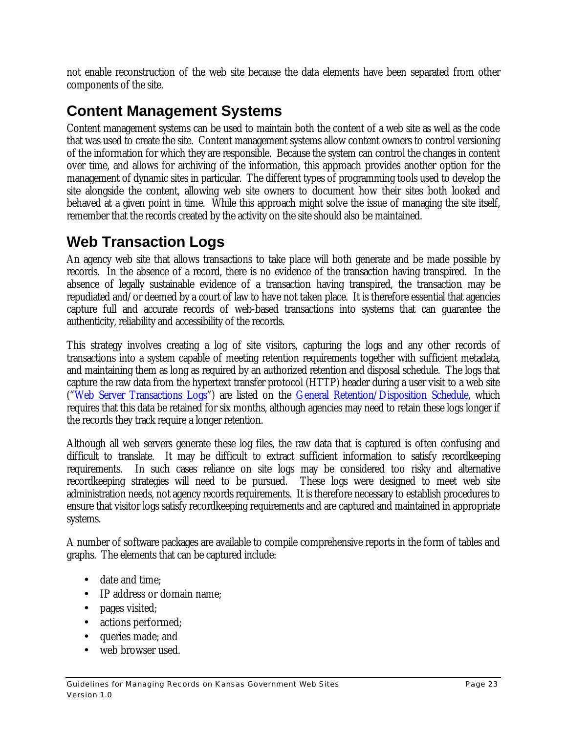not enable reconstruction of the web site because the data elements have been separated from other components of the site.

## Content Management Systems

Content management systems can be used to maintain both the content of a web site as well as the code that was used to create the site. Content management systems allow content owners to control versioning of the information for which they are responsible. Because the system can control the changes in content over time, and allows for archiving of the information, this approach provides another option for the management of dynamic sites in particular. The different types of programming tools used to develop the site alongside the content, allowing web site owners to document how their sites both looked and behaved at a given point in time. While this approach might solve the issue of managing the site itself, remember that the records created by the activity on the site should also be maintained.

## Web Transaction Logs

An agency web site that allows transactions to take place will both generate and be made possible by records. In the absence of a record, there is no evidence of the transaction having transpired. In the absence of legally sustainable evidence of a transaction having transpired, the transaction may be repudiated and/or deemed by a court of law to have not taken place. It is therefore essential that agencies capture full and accurate records of web-based transactions into systems that can guarantee the authenticity, reliability and accessibility of the records.

This strategy involves creating a log of site visitors, capturing the logs and any other records of transactions into a system capable of meeting retention requirements together with sufficient metadata, and maintaining them as long as required by an authorized retention and disposal schedule. The logs that capture the raw data from the hypertext transfer protocol (HTTP) header during a user visit to a web site ("Web Server Transactions Logs") are listed on the General Retention/Disposition Schedule, which requires that this data be retained for six months, although agencies may need to retain these logs longer if the records they track require a longer retention.

Although all web servers generate these log files, the raw data that is captured is often confusing and difficult to translate. It may be difficult to extract sufficient information to satisfy recordkeeping requirements. In such cases reliance on site logs may be considered too risky and alternative recordkeeping strategies will need to be pursued. These logs were designed to meet web site administration needs, not agency records requirements. It is therefore necessary to establish procedures to ensure that visitor logs satisfy recordkeeping requirements and are captured and maintained in appropriate systems.

A number of software packages are available to compile comprehensive reports in the form of tables and graphs. The elements that can be captured include:

- date and time;
- IP address or domain name;
- pages visited;
- actions performed;
- queries made; and
- web browser used.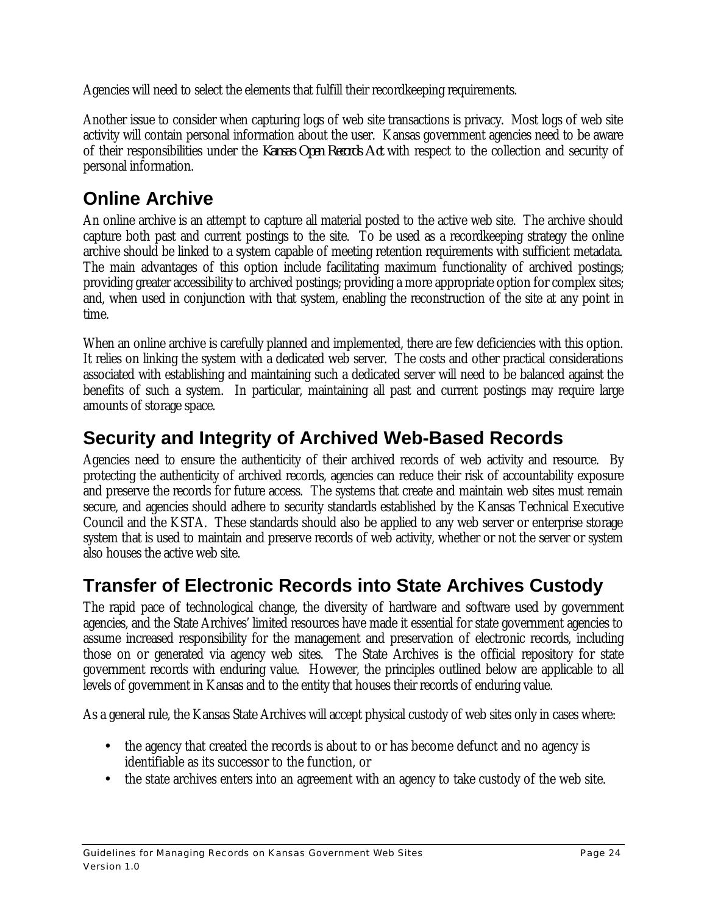Agencies will need to select the elements that fulfill their recordkeeping requirements.

Another issue to consider when capturing logs of web site transactions is privacy. Most logs of web site activity will contain personal information about the user. Kansas government agencies need to be aware of their responsibilities under the *Kansas Open Records Act* with respect to the collection and security of personal information.

## Online Archive

An online archive is an attempt to capture all material posted to the active web site. The archive should capture both past and current postings to the site. To be used as a recordkeeping strategy the online archive should be linked to a system capable of meeting retention requirements with sufficient metadata. The main advantages of this option include facilitating maximum functionality of archived postings; providing greater accessibility to archived postings; providing a more appropriate option for complex sites; and, when used in conjunction with that system, enabling the reconstruction of the site at any point in time.

When an online archive is carefully planned and implemented, there are few deficiencies with this option. It relies on linking the system with a dedicated web server. The costs and other practical considerations associated with establishing and maintaining such a dedicated server will need to be balanced against the benefits of such a system. In particular, maintaining all past and current postings may require large amounts of storage space.

## Security and Integrity of Archived Web-Based Records

Agencies need to ensure the authenticity of their archived records of web activity and resource. By protecting the authenticity of archived records, agencies can reduce their risk of accountability exposure and preserve the records for future access. The systems that create and maintain web sites must remain secure, and agencies should adhere to security standards established by the Kansas Technical Executive Council and the KSTA. These standards should also be applied to any web server or enterprise storage system that is used to maintain and preserve records of web activity, whether or not the server or system also houses the active web site.

## Transfer of Electronic Records into State Archives Custody

The rapid pace of technological change, the diversity of hardware and software used by government agencies, and the State Archives' limited resources have made it essential for state government agencies to assume increased responsibility for the management and preservation of electronic records, including those on or generated via agency web sites. The State Archives is the official repository for state government records with enduring value. However, the principles outlined below are applicable to all levels of government in Kansas and to the entity that houses their records of enduring value.

As a general rule, the Kansas State Archives will accept physical custody of web sites only in cases where:

- the agency that created the records is about to or has become defunct and no agency is identifiable as its successor to the function, or
- the state archives enters into an agreement with an agency to take custody of the web site.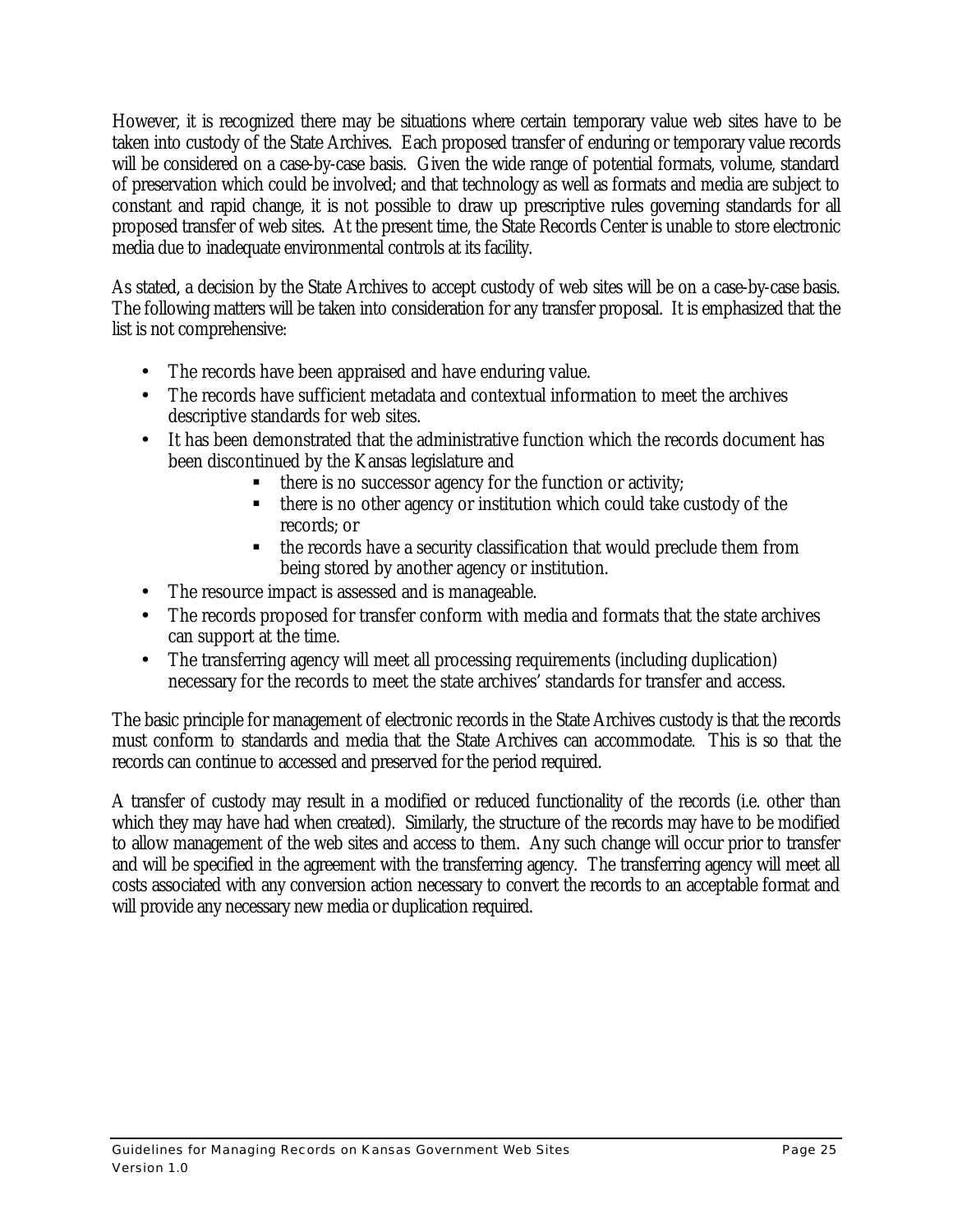However, it is recognized there may be situations where certain temporary value web sites have to be taken into custody of the State Archives. Each proposed transfer of enduring or temporary value records will be considered on a case-by-case basis. Given the wide range of potential formats, volume, standard of preservation which could be involved; and that technology as well as formats and media are subject to constant and rapid change, it is not possible to draw up prescriptive rules governing standards for all proposed transfer of web sites. At the present time, the State Records Center is unable to store electronic media due to inadequate environmental controls at its facility.

As stated, a decision by the State Archives to accept custody of web sites will be on a case-by-case basis. The following matters will be taken into consideration for any transfer proposal. It is emphasized that the list is not comprehensive:

- The records have been appraised and have enduring value.
- The records have sufficient metadata and contextual information to meet the archives descriptive standards for web sites.
- It has been demonstrated that the administrative function which the records document has been discontinued by the Kansas legislature and
    - there is no successor agency for the function or activity;
    - there is no other agency or institution which could take custody of the records; or
    - the records have a security classification that would preclude them from being stored by another agency or institution.
- The resource impact is assessed and is manageable.
- The records proposed for transfer conform with media and formats that the state archives can support at the time.
- The transferring agency will meet all processing requirements (including duplication) necessary for the records to meet the state archives' standards for transfer and access.

The basic principle for management of electronic records in the State Archives custody is that the records must conform to standards and media that the State Archives can accommodate. This is so that the records can continue to accessed and preserved for the period required.

A transfer of custody may result in a modified or reduced functionality of the records (i.e. other than which they may have had when created). Similarly, the structure of the records may have to be modified to allow management of the web sites and access to them. Any such change will occur prior to transfer and will be specified in the agreement with the transferring agency. The transferring agency will meet all costs associated with any conversion action necessary to convert the records to an acceptable format and will provide any necessary new media or duplication required.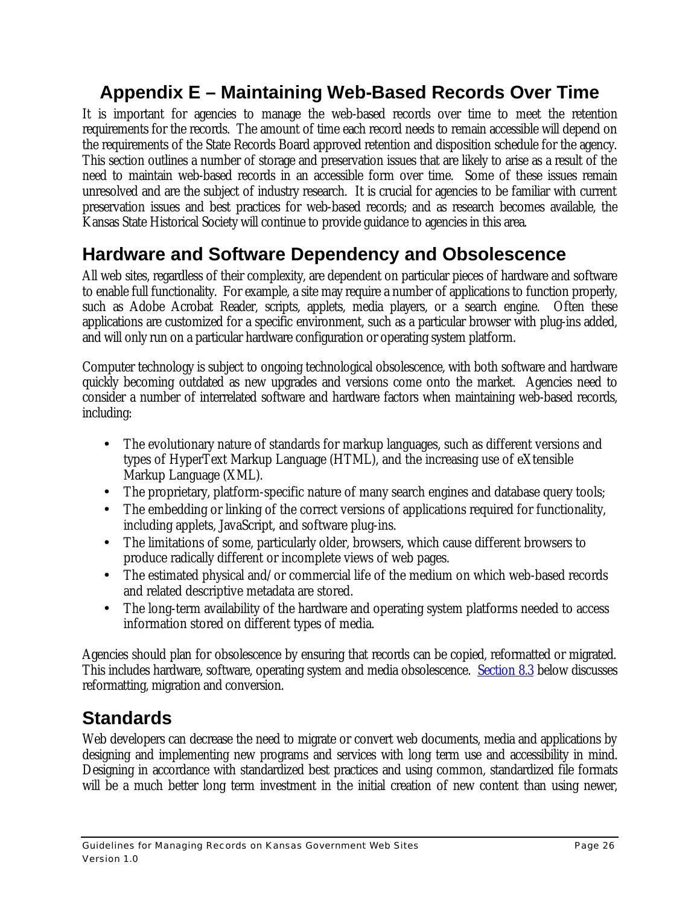# Appendix E – Maintaining Web-Based Records Over Time

It is important for agencies to manage the web-based records over time to meet the retention requirements for the records. The amount of time each record needs to remain accessible will depend on the requirements of the State Records Board approved retention and disposition schedule for the agency. This section outlines a number of storage and preservation issues that are likely to arise as a result of the need to maintain web-based records in an accessible form over time. Some of these issues remain unresolved and are the subject of industry research. It is crucial for agencies to be familiar with current preservation issues and best practices for web-based records; and as research becomes available, the Kansas State Historical Society will continue to provide guidance to agencies in this area.

## Hardware and Software Dependency and Obsolescence

All web sites, regardless of their complexity, are dependent on particular pieces of hardware and software to enable full functionality. For example, a site may require a number of applications to function properly, such as Adobe Acrobat Reader, scripts, applets, media players, or a search engine. Often these applications are customized for a specific environment, such as a particular browser with plug-ins added, and will only run on a particular hardware configuration or operating system platform.

Computer technology is subject to ongoing technological obsolescence, with both software and hardware quickly becoming outdated as new upgrades and versions come onto the market. Agencies need to consider a number of interrelated software and hardware factors when maintaining web-based records, including:

- The evolutionary nature of standards for markup languages, such as different versions and types of HyperText Markup Language (HTML), and the increasing use of eXtensible Markup Language (XML).
- The proprietary, platform-specific nature of many search engines and database query tools;
- The embedding or linking of the correct versions of applications required for functionality, including applets, JavaScript, and software plug-ins.
- The limitations of some, particularly older, browsers, which cause different browsers to produce radically different or incomplete views of web pages.
- The estimated physical and/or commercial life of the medium on which web-based records and related descriptive metadata are stored.
- The long-term availability of the hardware and operating system platforms needed to access information stored on different types of media.

Agencies should plan for obsolescence by ensuring that records can be copied, reformatted or migrated. This includes hardware, software, operating system and media obsolescence. Section 8.3 below discusses reformatting, migration and conversion.

## Standards

Web developers can decrease the need to migrate or convert web documents, media and applications by designing and implementing new programs and services with long term use and accessibility in mind. Designing in accordance with standardized best practices and using common, standardized file formats will be a much better long term investment in the initial creation of new content than using newer,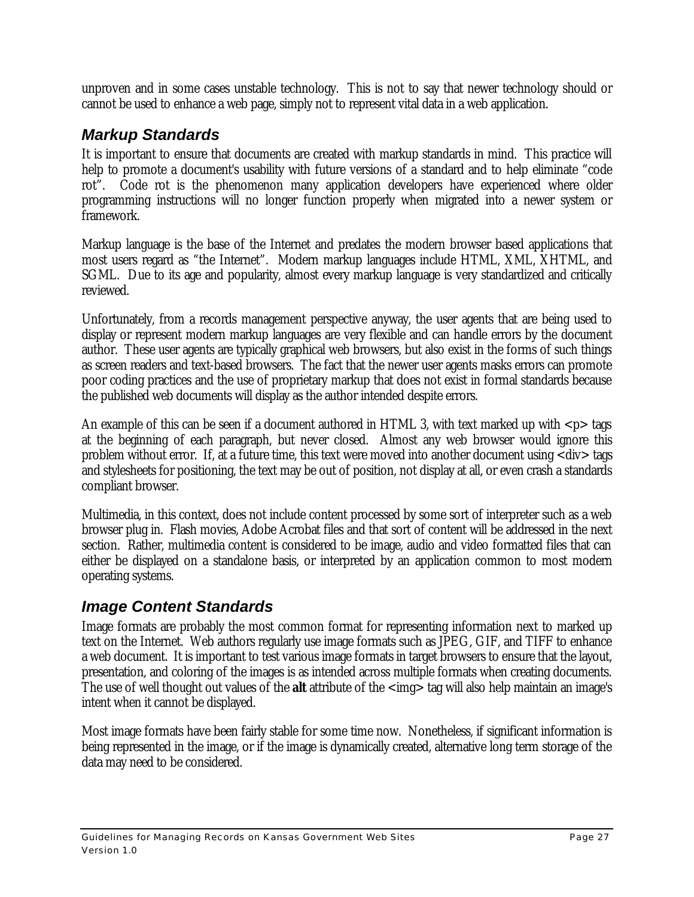unproven and in some cases unstable technology. This is not to say that newer technology should or cannot be used to enhance a web page, simply not to represent vital data in a web application.

## *Markup Standards*

It is important to ensure that documents are created with markup standards in mind. This practice will help to promote a document's usability with future versions of a standard and to help eliminate "code rot". Code rot is the phenomenon many application developers have experienced where older programming instructions will no longer function properly when migrated into a newer system or framework.

Markup language is the base of the Internet and predates the modern browser based applications that most users regard as "the Internet". Modern markup languages include HTML, XML, XHTML, and SGML. Due to its age and popularity, almost every markup language is very standardized and critically reviewed.

Unfortunately, from a records management perspective anyway, the user agents that are being used to display or represent modern markup languages are very flexible and can handle errors by the document author. These user agents are typically graphical web browsers, but also exist in the forms of such things as screen readers and text-based browsers. The fact that the newer user agents masks errors can promote poor coding practices and the use of proprietary markup that does not exist in formal standards because the published web documents will display as the author intended despite errors.

An example of this can be seen if a document authored in HTML 3, with text marked up with <p> tags at the beginning of each paragraph, but never closed. Almost any web browser would ignore this problem without error. If, at a future time, this text were moved into another document using <div> tags and stylesheets for positioning, the text may be out of position, not display at all, or even crash a standards compliant browser.

Multimedia, in this context, does not include content processed by some sort of interpreter such as a web browser plug in. Flash movies, Adobe Acrobat files and that sort of content will be addressed in the next section. Rather, multimedia content is considered to be image, audio and video formatted files that can either be displayed on a standalone basis, or interpreted by an application common to most modern operating systems.

## *Image Content Standards*

Image formats are probably the most common format for representing information next to marked up text on the Internet. Web authors regularly use image formats such as JPEG, GIF, and TIFF to enhance a web document. It is important to test various image formats in target browsers to ensure that the layout, presentation, and coloring of the images is as intended across multiple formats when creating documents. The use of well thought out values of the **alt** attribute of the <img> tag will also help maintain an image's intent when it cannot be displayed.

Most image formats have been fairly stable for some time now. Nonetheless, if significant information is being represented in the image, or if the image is dynamically created, alternative long term storage of the data may need to be considered.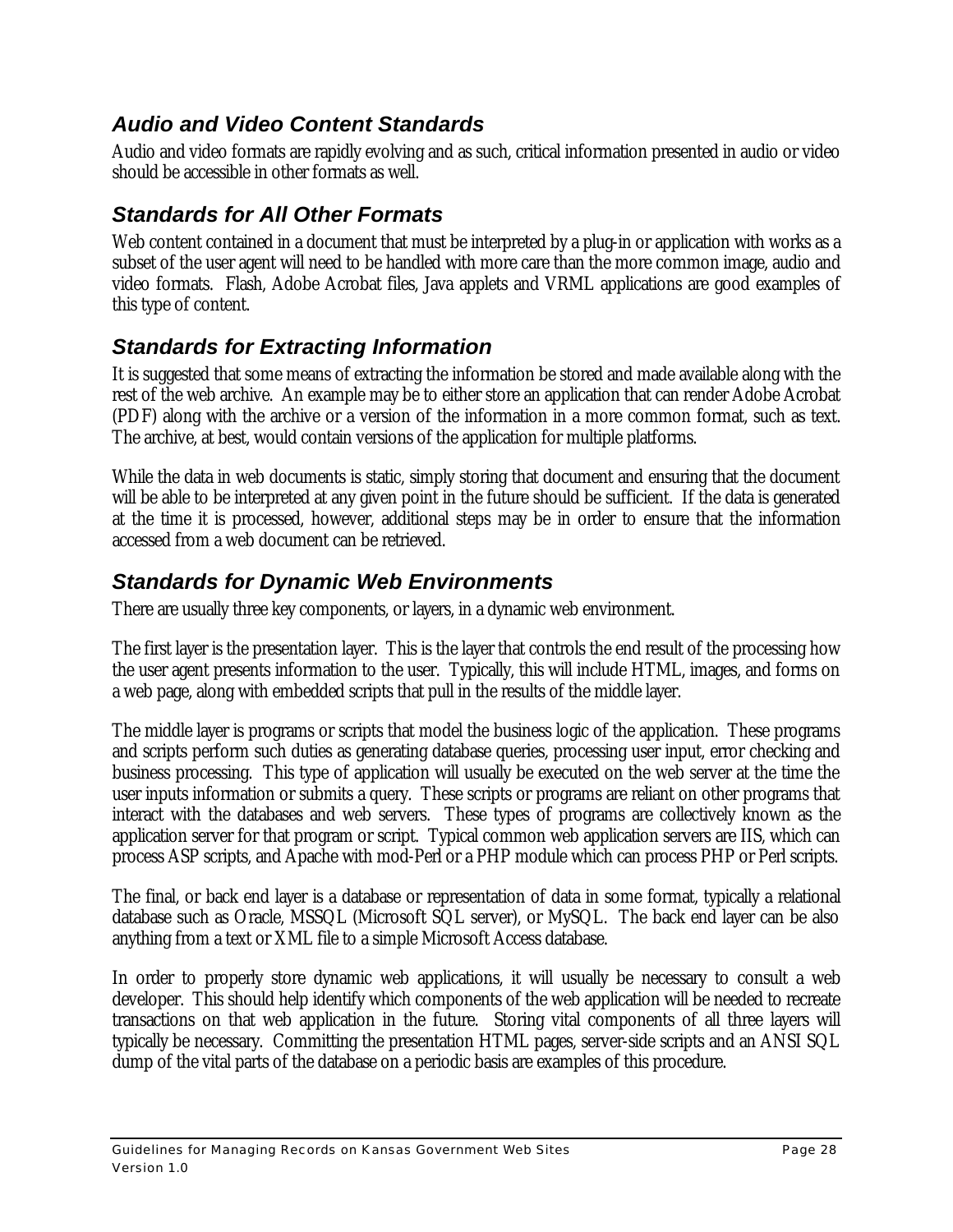## *Audio and Video Content Standards*

Audio and video formats are rapidly evolving and as such, critical information presented in audio or video should be accessible in other formats as well.

## *Standards for All Other Formats*

Web content contained in a document that must be interpreted by a plug-in or application with works as a subset of the user agent will need to be handled with more care than the more common image, audio and video formats. Flash, Adobe Acrobat files, Java applets and VRML applications are good examples of this type of content.

## *Standards for Extracting Information*

It is suggested that some means of extracting the information be stored and made available along with the rest of the web archive. An example may be to either store an application that can render Adobe Acrobat (PDF) along with the archive or a version of the information in a more common format, such as text. The archive, at best, would contain versions of the application for multiple platforms.

While the data in web documents is static, simply storing that document and ensuring that the document will be able to be interpreted at any given point in the future should be sufficient. If the data is generated at the time it is processed, however, additional steps may be in order to ensure that the information accessed from a web document can be retrieved.

## *Standards for Dynamic Web Environments*

There are usually three key components, or layers, in a dynamic web environment.

The first layer is the presentation layer. This is the layer that controls the end result of the processing how the user agent presents information to the user. Typically, this will include HTML, images, and forms on a web page, along with embedded scripts that pull in the results of the middle layer.

The middle layer is programs or scripts that model the business logic of the application. These programs and scripts perform such duties as generating database queries, processing user input, error checking and business processing. This type of application will usually be executed on the web server at the time the user inputs information or submits a query. These scripts or programs are reliant on other programs that interact with the databases and web servers. These types of programs are collectively known as the application server for that program or script. Typical common web application servers are IIS, which can process ASP scripts, and Apache with mod-Perl or a PHP module which can process PHP or Perl scripts.

The final, or back end layer is a database or representation of data in some format, typically a relational database such as Oracle, MSSQL (Microsoft SQL server), or MySQL. The back end layer can be also anything from a text or XML file to a simple Microsoft Access database.

In order to properly store dynamic web applications, it will usually be necessary to consult a web developer. This should help identify which components of the web application will be needed to recreate transactions on that web application in the future. Storing vital components of all three layers will typically be necessary. Committing the presentation HTML pages, server-side scripts and an ANSI SQL dump of the vital parts of the database on a periodic basis are examples of this procedure.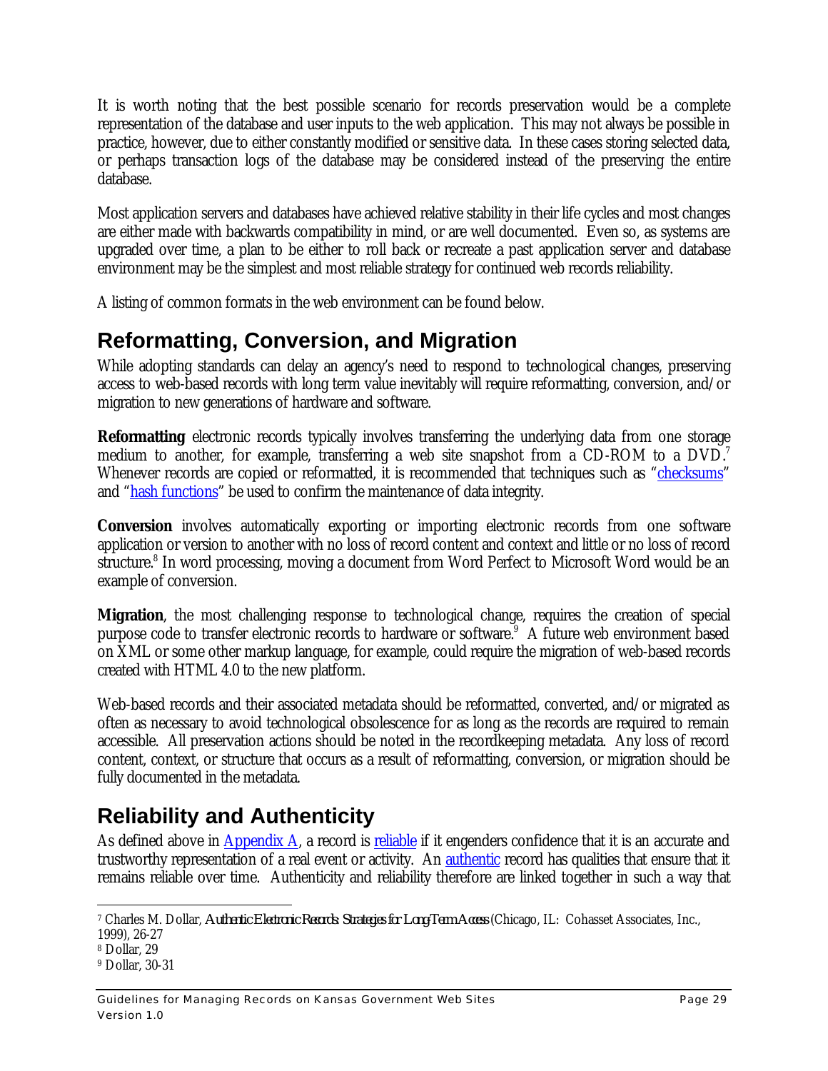It is worth noting that the best possible scenario for records preservation would be a complete representation of the database and user inputs to the web application. This may not always be possible in practice, however, due to either constantly modified or sensitive data. In these cases storing selected data, or perhaps transaction logs of the database may be considered instead of the preserving the entire database.

Most application servers and databases have achieved relative stability in their life cycles and most changes are either made with backwards compatibility in mind, or are well documented. Even so, as systems are upgraded over time, a plan to be either to roll back or recreate a past application server and database environment may be the simplest and most reliable strategy for continued web records reliability.

A listing of common formats in the web environment can be found below.

## Reformatting, Conversion, and Migration

While adopting standards can delay an agency's need to respond to technological changes, preserving access to web-based records with long term value inevitably will require reformatting, conversion, and/or migration to new generations of hardware and software.

**Reformatting** electronic records typically involves transferring the underlying data from one storage medium to another, for example, transferring a web site snapshot from a CD-ROM to a DVD.[7] Whenever records are copied or reformatted, it is recommended that techniques such as "checksums" and "hash functions" be used to confirm the maintenance of data integrity.

**Conversion** involves automatically exporting or importing electronic records from one software application or version to another with no loss of record content and context and little or no loss of record structure.[8] In word processing, moving a document from Word Perfect to Microsoft Word would be an example of conversion.

**Migration**, the most challenging response to technological change, requires the creation of special purpose code to transfer electronic records to hardware or software.[9] A future web environment based on XML or some other markup language, for example, could require the migration of web-based records created with HTML 4.0 to the new platform.

Web-based records and their associated metadata should be reformatted, converted, and/or migrated as often as necessary to avoid technological obsolescence for as long as the records are required to remain accessible. All preservation actions should be noted in the recordkeeping metadata. Any loss of record content, context, or structure that occurs as a result of reformatting, conversion, or migration should be fully documented in the metadata.

## Reliability and Authenticity

As defined above in Appendix A, a record is reliable if it engenders confidence that it is an accurate and trustworthy representation of a real event or activity. An authentic record has qualities that ensure that it remains reliable over time. Authenticity and reliability therefore are linked together in such a way that

---

[7] Charles M. Dollar, *Authentic Electronic Records: Strategies for Long-Term Access* (Chicago, IL: Cohasset Associates, Inc., 1999), 26-27

[8] Dollar, 29

[9] Dollar, 30-31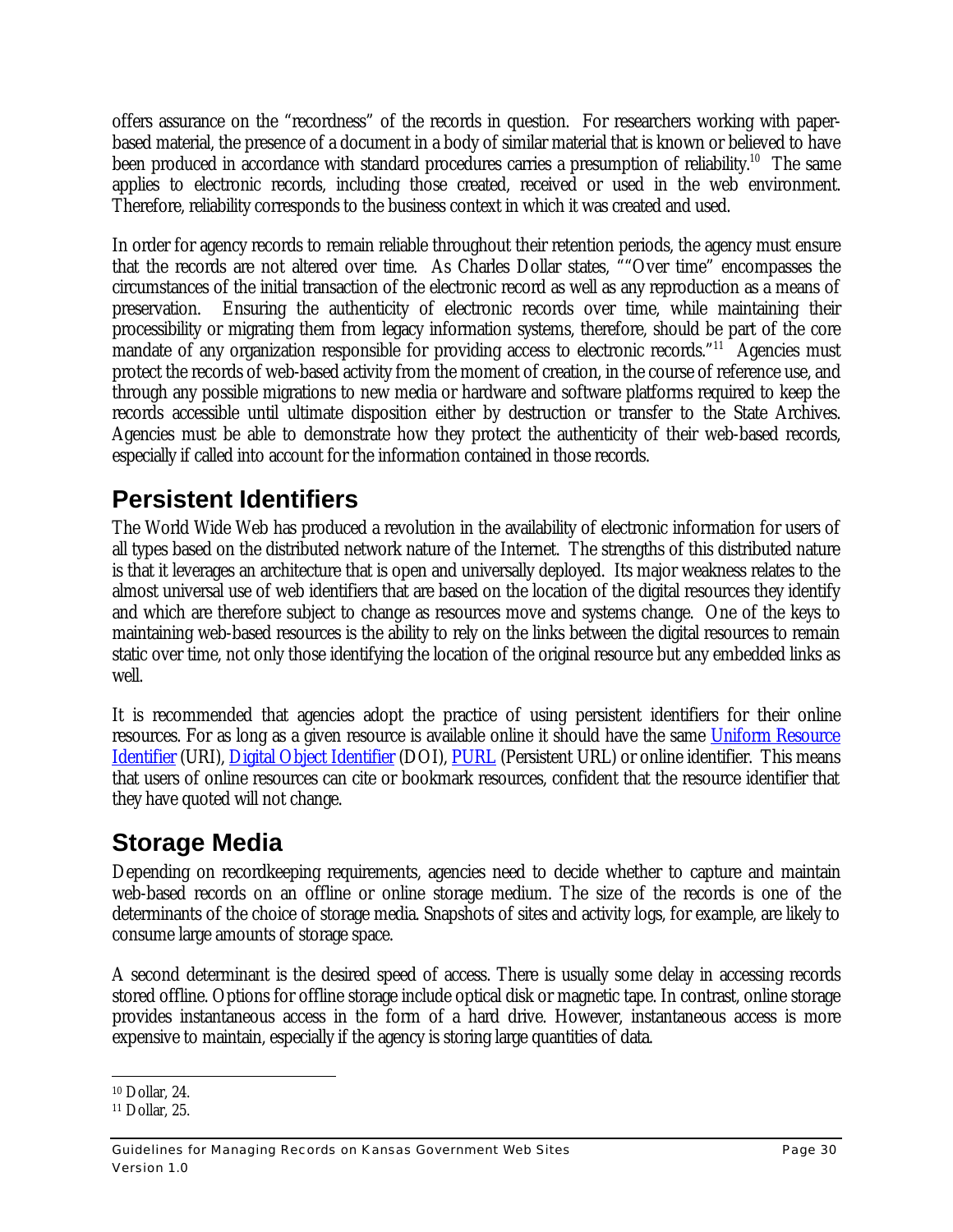offers assurance on the "recordness" of the records in question. For researchers working with paper-based material, the presence of a document in a body of similar material that is known or believed to have been produced in accordance with standard procedures carries a presumption of reliability.[10] The same applies to electronic records, including those created, received or used in the web environment. Therefore, reliability corresponds to the business context in which it was created and used.

In order for agency records to remain reliable throughout their retention periods, the agency must ensure that the records are not altered over time. As Charles Dollar states, ""Over time" encompasses the circumstances of the initial transaction of the electronic record as well as any reproduction as a means of preservation. Ensuring the authenticity of electronic records over time, while maintaining their processibility or migrating them from legacy information systems, therefore, should be part of the core mandate of any organization responsible for providing access to electronic records."[11] Agencies must protect the records of web-based activity from the moment of creation, in the course of reference use, and through any possible migrations to new media or hardware and software platforms required to keep the records accessible until ultimate disposition either by destruction or transfer to the State Archives. Agencies must be able to demonstrate how they protect the authenticity of their web-based records, especially if called into account for the information contained in those records.

## Persistent Identifiers

The World Wide Web has produced a revolution in the availability of electronic information for users of all types based on the distributed network nature of the Internet. The strengths of this distributed nature is that it leverages an architecture that is open and universally deployed. Its major weakness relates to the almost universal use of web identifiers that are based on the location of the digital resources they identify and which are therefore subject to change as resources move and systems change. One of the keys to maintaining web-based resources is the ability to rely on the links between the digital resources to remain static over time, not only those identifying the location of the original resource but any embedded links as well.

It is recommended that agencies adopt the practice of using persistent identifiers for their online resources. For as long as a given resource is available online it should have the same Uniform Resource Identifier (URI), Digital Object Identifier (DOI), PURL (Persistent URL) or online identifier. This means that users of online resources can cite or bookmark resources, confident that the resource identifier that they have quoted will not change.

## Storage Media

Depending on recordkeeping requirements, agencies need to decide whether to capture and maintain web-based records on an offline or online storage medium. The size of the records is one of the determinants of the choice of storage media. Snapshots of sites and activity logs, for example, are likely to consume large amounts of storage space.

A second determinant is the desired speed of access. There is usually some delay in accessing records stored offline. Options for offline storage include optical disk or magnetic tape. In contrast, online storage provides instantaneous access in the form of a hard drive. However, instantaneous access is more expensive to maintain, especially if the agency is storing large quantities of data.

---

[10] Dollar, 24.

[11] Dollar, 25.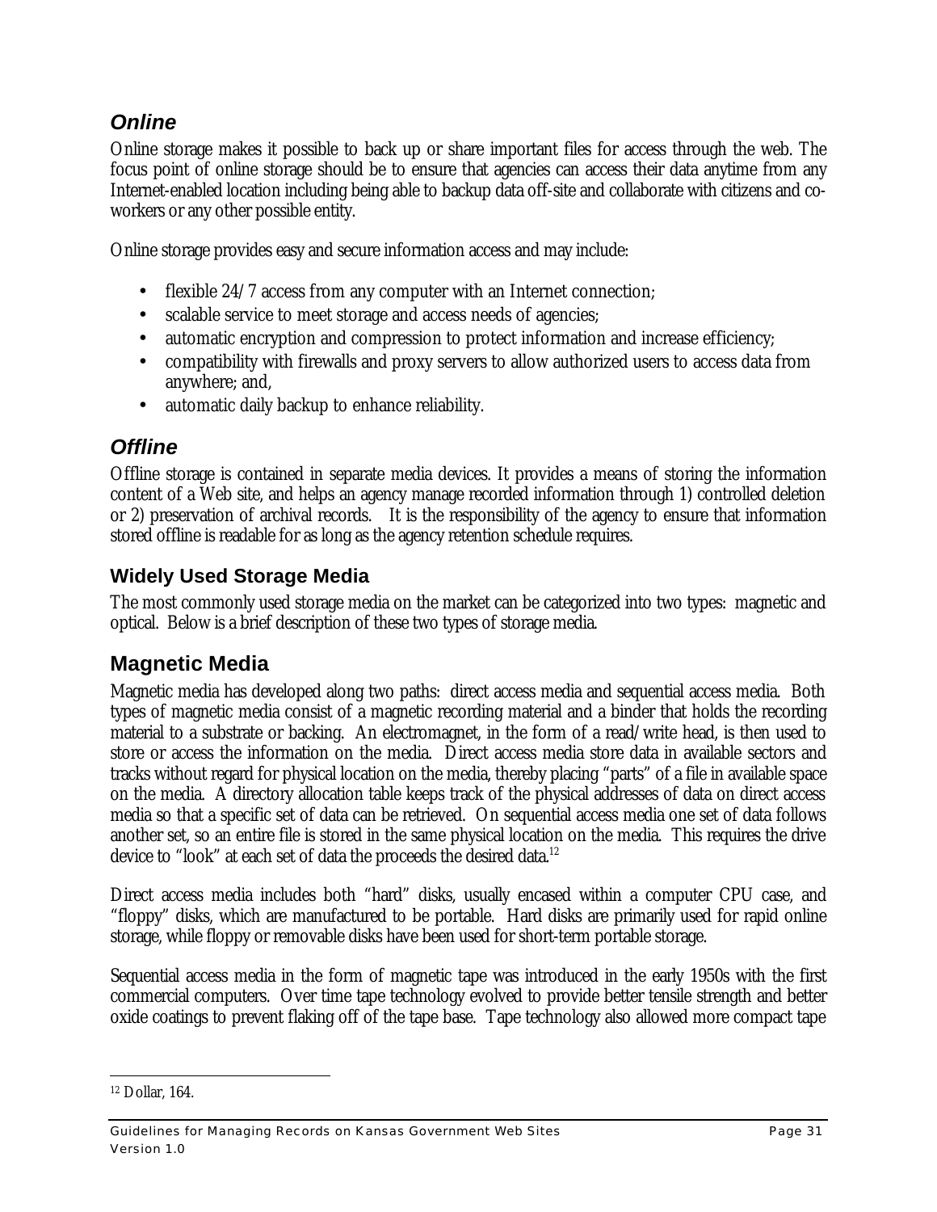### *Online*

Online storage makes it possible to back up or share important files for access through the web. The focus point of online storage should be to ensure that agencies can access their data anytime from any Internet-enabled location including being able to backup data off-site and collaborate with citizens and co-workers or any other possible entity.

Online storage provides easy and secure information access and may include:

- flexible 24/7 access from any computer with an Internet connection;
- scalable service to meet storage and access needs of agencies;
- automatic encryption and compression to protect information and increase efficiency;
- compatibility with firewalls and proxy servers to allow authorized users to access data from anywhere; and,
- automatic daily backup to enhance reliability.

### *Offline*

Offline storage is contained in separate media devices. It provides a means of storing the information content of a Web site, and helps an agency manage recorded information through 1) controlled deletion or 2) preservation of archival records. It is the responsibility of the agency to ensure that information stored offline is readable for as long as the agency retention schedule requires.

#### **Widely Used Storage Media**

The most commonly used storage media on the market can be categorized into two types: magnetic and optical. Below is a brief description of these two types of storage media.

## **Magnetic Media**

Magnetic media has developed along two paths: direct access media and sequential access media. Both types of magnetic media consist of a magnetic recording material and a binder that holds the recording material to a substrate or backing. An electromagnet, in the form of a read/write head, is then used to store or access the information on the media. Direct access media store data in available sectors and tracks without regard for physical location on the media, thereby placing "parts" of a file in available space on the media. A directory allocation table keeps track of the physical addresses of data on direct access media so that a specific set of data can be retrieved. On sequential access media one set of data follows another set, so an entire file is stored in the same physical location on the media. This requires the drive device to "look" at each set of data the proceeds the desired data.[12]

Direct access media includes both "hard" disks, usually encased within a computer CPU case, and "floppy" disks, which are manufactured to be portable. Hard disks are primarily used for rapid online storage, while floppy or removable disks have been used for short-term portable storage.

Sequential access media in the form of magnetic tape was introduced in the early 1950s with the first commercial computers. Over time tape technology evolved to provide better tensile strength and better oxide coatings to prevent flaking off of the tape base. Tape technology also allowed more compact tape

---

[12] Dollar, 164.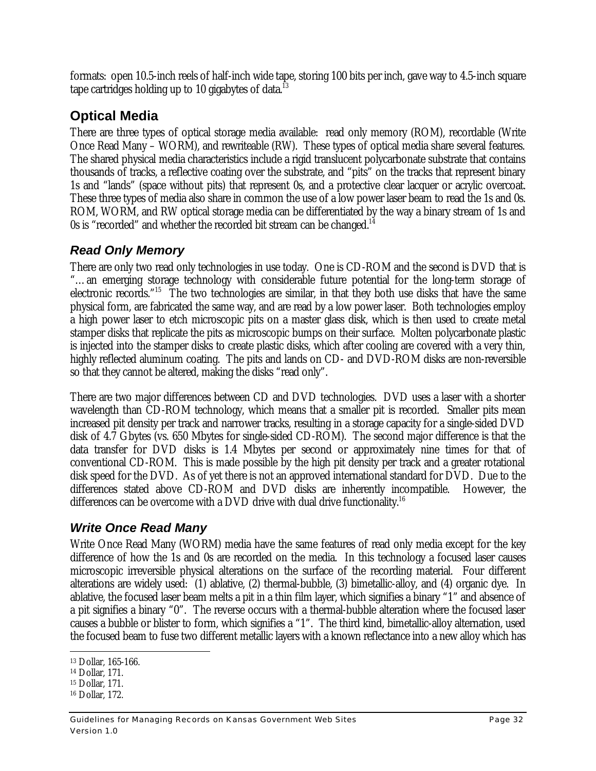formats: open 10.5-inch reels of half-inch wide tape, storing 100 bits per inch, gave way to 4.5-inch square tape cartridges holding up to 10 gigabytes of data.[13]

## Optical Media

There are three types of optical storage media available: read only memory (ROM), recordable (Write Once Read Many – WORM), and rewriteable (RW). These types of optical media share several features. The shared physical media characteristics include a rigid translucent polycarbonate substrate that contains thousands of tracks, a reflective coating over the substrate, and "pits" on the tracks that represent binary 1s and "lands" (space without pits) that represent 0s, and a protective clear lacquer or acrylic overcoat. These three types of media also share in common the use of a low power laser beam to read the 1s and 0s. ROM, WORM, and RW optical storage media can be differentiated by the way a binary stream of 1s and 0s is "recorded" and whether the recorded bit stream can be changed.[14]

### *Read Only Memory*

There are only two read only technologies in use today. One is CD-ROM and the second is DVD that is "…an emerging storage technology with considerable future potential for the long-term storage of electronic records."[15] The two technologies are similar, in that they both use disks that have the same physical form, are fabricated the same way, and are read by a low power laser. Both technologies employ a high power laser to etch microscopic pits on a master glass disk, which is then used to create metal stamper disks that replicate the pits as microscopic bumps on their surface. Molten polycarbonate plastic is injected into the stamper disks to create plastic disks, which after cooling are covered with a very thin, highly reflected aluminum coating. The pits and lands on CD- and DVD-ROM disks are non-reversible so that they cannot be altered, making the disks "read only".

There are two major differences between CD and DVD technologies. DVD uses a laser with a shorter wavelength than CD-ROM technology, which means that a smaller pit is recorded. Smaller pits mean increased pit density per track and narrower tracks, resulting in a storage capacity for a single-sided DVD disk of 4.7 Gbytes (vs. 650 Mbytes for single-sided CD-ROM). The second major difference is that the data transfer for DVD disks is 1.4 Mbytes per second or approximately nine times for that of conventional CD-ROM. This is made possible by the high pit density per track and a greater rotational disk speed for the DVD. As of yet there is not an approved international standard for DVD. Due to the differences stated above CD-ROM and DVD disks are inherently incompatible. However, the differences can be overcome with a DVD drive with dual drive functionality.[16]

### *Write Once Read Many*

Write Once Read Many (WORM) media have the same features of read only media except for the key difference of how the 1s and 0s are recorded on the media. In this technology a focused laser causes microscopic irreversible physical alterations on the surface of the recording material. Four different alterations are widely used: (1) ablative, (2) thermal-bubble, (3) bimetallic-alloy, and (4) organic dye. In ablative, the focused laser beam melts a pit in a thin film layer, which signifies a binary "1" and absence of a pit signifies a binary "0". The reverse occurs with a thermal-bubble alteration where the focused laser causes a bubble or blister to form, which signifies a "1". The third kind, bimetallic-alloy alternation, used the focused beam to fuse two different metallic layers with a known reflectance into a new alloy which has

---

[13] Dollar, 165-166.
[14] Dollar, 171.
[15] Dollar, 171.
[16] Dollar, 172.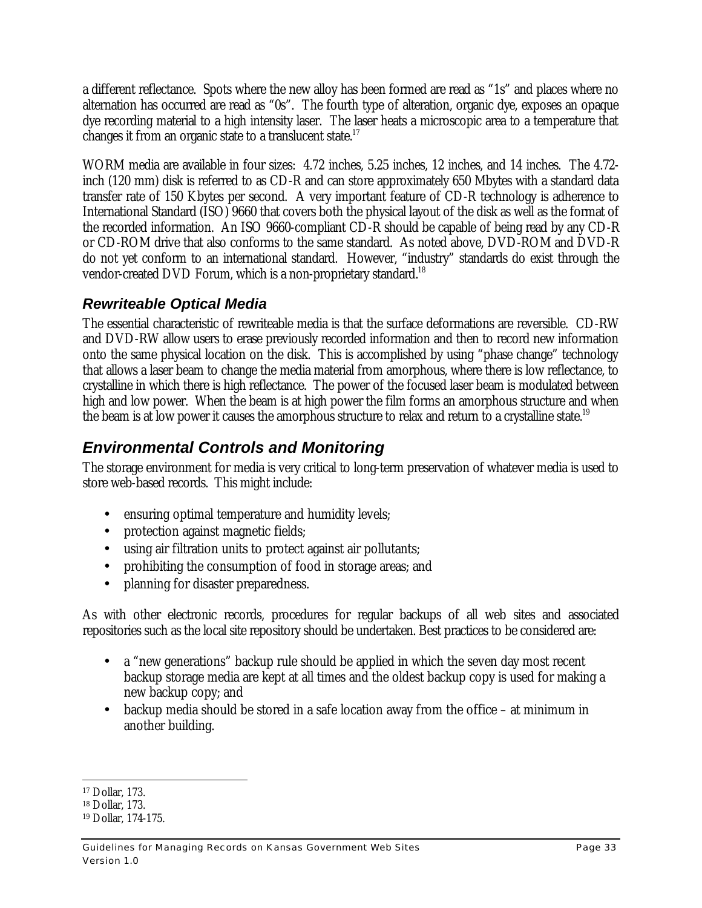a different reflectance. Spots where the new alloy has been formed are read as “1s” and places where no alternation has occurred are read as “0s”. The fourth type of alteration, organic dye, exposes an opaque dye recording material to a high intensity laser. The laser heats a microscopic area to a temperature that changes it from an organic state to a translucent state.[17]

WORM media are available in four sizes: 4.72 inches, 5.25 inches, 12 inches, and 14 inches. The 4.72-inch (120 mm) disk is referred to as CD-R and can store approximately 650 Mbytes with a standard data transfer rate of 150 Kbytes per second. A very important feature of CD-R technology is adherence to International Standard (ISO) 9660 that covers both the physical layout of the disk as well as the format of the recorded information. An ISO 9660-compliant CD-R should be capable of being read by any CD-R or CD-ROM drive that also conforms to the same standard. As noted above, DVD-ROM and DVD-R do not yet conform to an international standard. However, “industry” standards do exist through the vendor-created DVD Forum, which is a non-proprietary standard.[18]

### Rewriteable Optical Media

The essential characteristic of rewriteable media is that the surface deformations are reversible. CD-RW and DVD-RW allow users to erase previously recorded information and then to record new information onto the same physical location on the disk. This is accomplished by using “phase change” technology that allows a laser beam to change the media material from amorphous, where there is low reflectance, to crystalline in which there is high reflectance. The power of the focused laser beam is modulated between high and low power. When the beam is at high power the film forms an amorphous structure and when the beam is at low power it causes the amorphous structure to relax and return to a crystalline state.[19]

## Environmental Controls and Monitoring

The storage environment for media is very critical to long-term preservation of whatever media is used to store web-based records. This might include:

- ensuring optimal temperature and humidity levels;
- protection against magnetic fields;
- using air filtration units to protect against air pollutants;
- prohibiting the consumption of food in storage areas; and
- planning for disaster preparedness.

As with other electronic records, procedures for regular backups of all web sites and associated repositories such as the local site repository should be undertaken. Best practices to be considered are:

- a “new generations” backup rule should be applied in which the seven day most recent backup storage media are kept at all times and the oldest backup copy is used for making a new backup copy; and
- backup media should be stored in a safe location away from the office – at minimum in another building.

---

[17] Dollar, 173.
[18] Dollar, 173.
[19] Dollar, 174-175.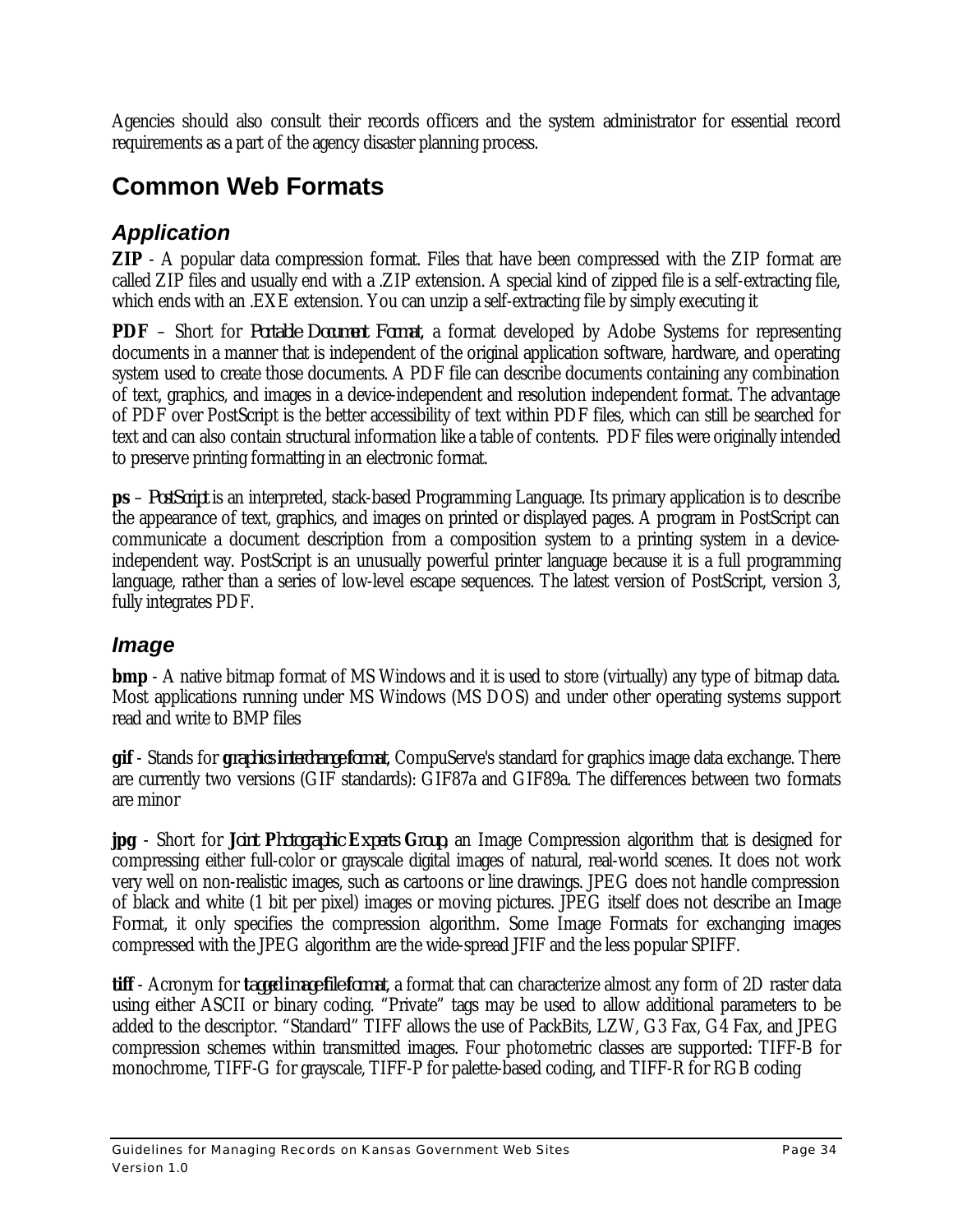Agencies should also consult their records officers and the system administrator for essential record requirements as a part of the agency disaster planning process.

## Common Web Formats

### *Application*

**ZIP** - A popular data compression format. Files that have been compressed with the ZIP format are called ZIP files and usually end with a .ZIP extension. A special kind of zipped file is a self-extracting file, which ends with an .EXE extension. You can unzip a self-extracting file by simply executing it

**PDF** – Short for *Portable Document Format*, a format developed by Adobe Systems for representing documents in a manner that is independent of the original application software, hardware, and operating system used to create those documents. A PDF file can describe documents containing any combination of text, graphics, and images in a device-independent and resolution independent format. The advantage of PDF over PostScript is the better accessibility of text within PDF files, which can still be searched for text and can also contain structural information like a table of contents. PDF files were originally intended to preserve printing formatting in an electronic format.

**ps** – *PostScript* is an interpreted, stack-based Programming Language. Its primary application is to describe the appearance of text, graphics, and images on printed or displayed pages. A program in PostScript can communicate a document description from a composition system to a printing system in a device-independent way. PostScript is an unusually powerful printer language because it is a full programming language, rather than a series of low-level escape sequences. The latest version of PostScript, version 3, fully integrates PDF.

### *Image*

**bmp** - A native bitmap format of MS Windows and it is used to store (virtually) any type of bitmap data. Most applications running under MS Windows (MS DOS) and under other operating systems support read and write to BMP files

**gif** - Stands for ***graphics interchange format***, CompuServe's standard for graphics image data exchange. There are currently two versions (GIF standards): GIF87a and GIF89a. The differences between two formats are minor

**jpg** - Short for ***Joint Photographic Experts Group***, an Image Compression algorithm that is designed for compressing either full-color or grayscale digital images of natural, real-world scenes. It does not work very well on non-realistic images, such as cartoons or line drawings. JPEG does not handle compression of black and white (1 bit per pixel) images or moving pictures. JPEG itself does not describe an Image Format, it only specifies the compression algorithm. Some Image Formats for exchanging images compressed with the JPEG algorithm are the wide-spread JFIF and the less popular SPIFF.

**tiff** - Acronym for ***tagged image file format***, a format that can characterize almost any form of 2D raster data using either ASCII or binary coding. "Private" tags may be used to allow additional parameters to be added to the descriptor. "Standard" TIFF allows the use of PackBits, LZW, G3 Fax, G4 Fax, and JPEG compression schemes within transmitted images. Four photometric classes are supported: TIFF-B for monochrome, TIFF-G for grayscale, TIFF-P for palette-based coding, and TIFF-R for RGB coding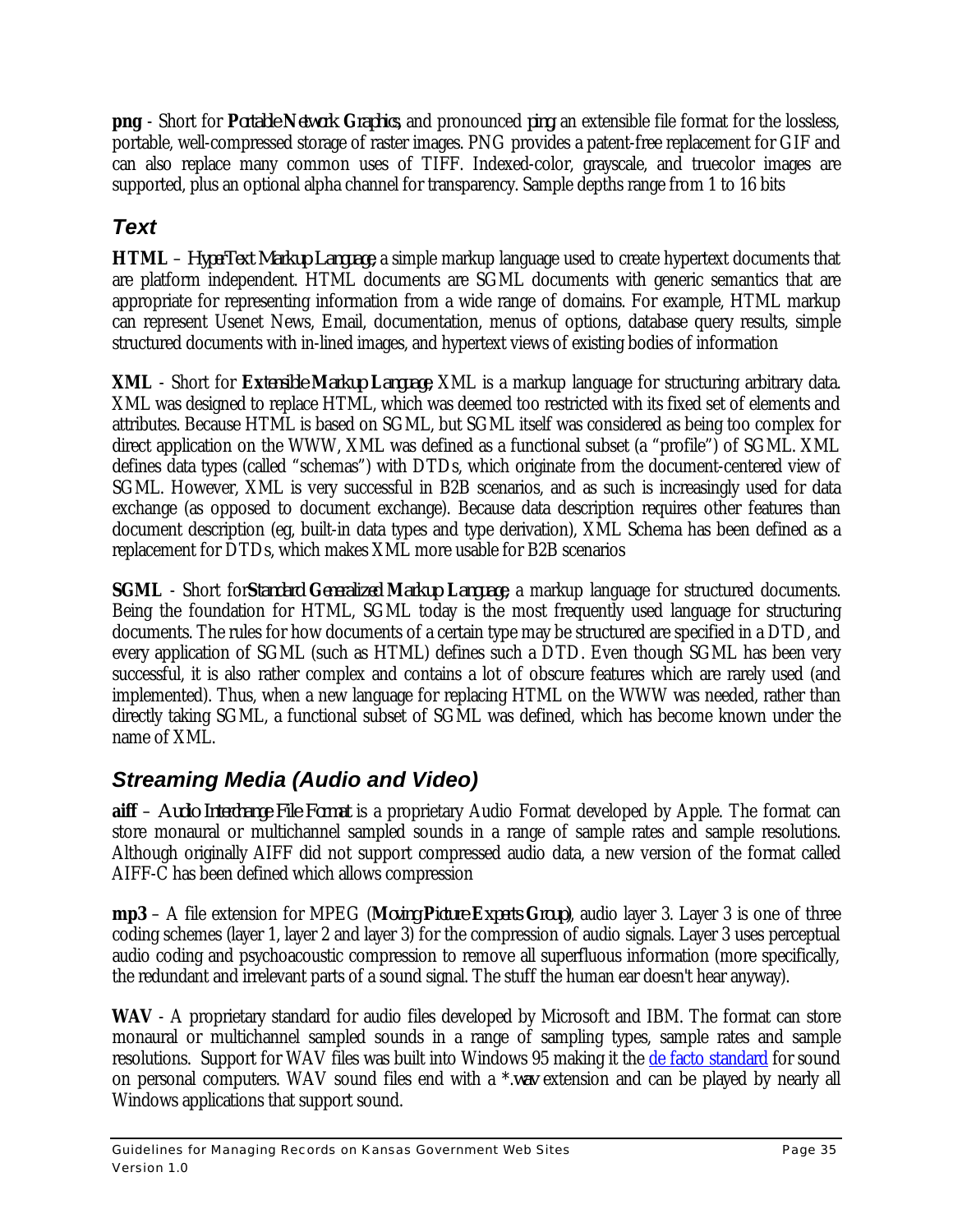**png** - Short for ***Portable Network Graphics***, and pronounced *ping*, an extensible file format for the lossless, portable, well-compressed storage of raster images. PNG provides a patent-free replacement for GIF and can also replace many common uses of TIFF. Indexed-color, grayscale, and truecolor images are supported, plus an optional alpha channel for transparency. Sample depths range from 1 to 16 bits

## *Text*

**HTML** – *HyperText Markup Language*, a simple markup language used to create hypertext documents that are platform independent. HTML documents are SGML documents with generic semantics that are appropriate for representing information from a wide range of domains. For example, HTML markup can represent Usenet News, Email, documentation, menus of options, database query results, simple structured documents with in-lined images, and hypertext views of existing bodies of information

**XML** - Short for ***Extensible Markup Language***, XML is a markup language for structuring arbitrary data. XML was designed to replace HTML, which was deemed too restricted with its fixed set of elements and attributes. Because HTML is based on SGML, but SGML itself was considered as being too complex for direct application on the WWW, XML was defined as a functional subset (a "profile") of SGML. XML defines data types (called "schemas") with DTDs, which originate from the document-centered view of SGML. However, XML is very successful in B2B scenarios, and as such is increasingly used for data exchange (as opposed to document exchange). Because data description requires other features than document description (eg, built-in data types and type derivation), XML Schema has been defined as a replacement for DTDs, which makes XML more usable for B2B scenarios

**SGML** - Short for ***Standard Generalized Markup Language***, a markup language for structured documents. Being the foundation for HTML, SGML today is the most frequently used language for structuring documents. The rules for how documents of a certain type may be structured are specified in a DTD, and every application of SGML (such as HTML) defines such a DTD. Even though SGML has been very successful, it is also rather complex and contains a lot of obscure features which are rarely used (and implemented). Thus, when a new language for replacing HTML on the WWW was needed, rather than directly taking SGML, a functional subset of SGML was defined, which has become known under the name of XML.

## *Streaming Media (Audio and Video)*

**aiff** – *Audio Interchange File Format* is a proprietary Audio Format developed by Apple. The format can store monaural or multichannel sampled sounds in a range of sample rates and sample resolutions. Although originally AIFF did not support compressed audio data, a new version of the format called AIFF-C has been defined which allows compression

**mp3** – A file extension for MPEG (***Moving Picture Experts Group***), audio layer 3. Layer 3 is one of three coding schemes (layer 1, layer 2 and layer 3) for the compression of audio signals. Layer 3 uses perceptual audio coding and psychoacoustic compression to remove all superfluous information (more specifically, the redundant and irrelevant parts of a sound signal. The stuff the human ear doesn't hear anyway).

**WAV** - A proprietary standard for audio files developed by Microsoft and IBM. The format can store monaural or multichannel sampled sounds in a range of sampling types, sample rates and sample resolutions. Support for WAV files was built into Windows 95 making it the de facto standard for sound on personal computers. WAV sound files end with a ***.wav** extension and can be played by nearly all Windows applications that support sound.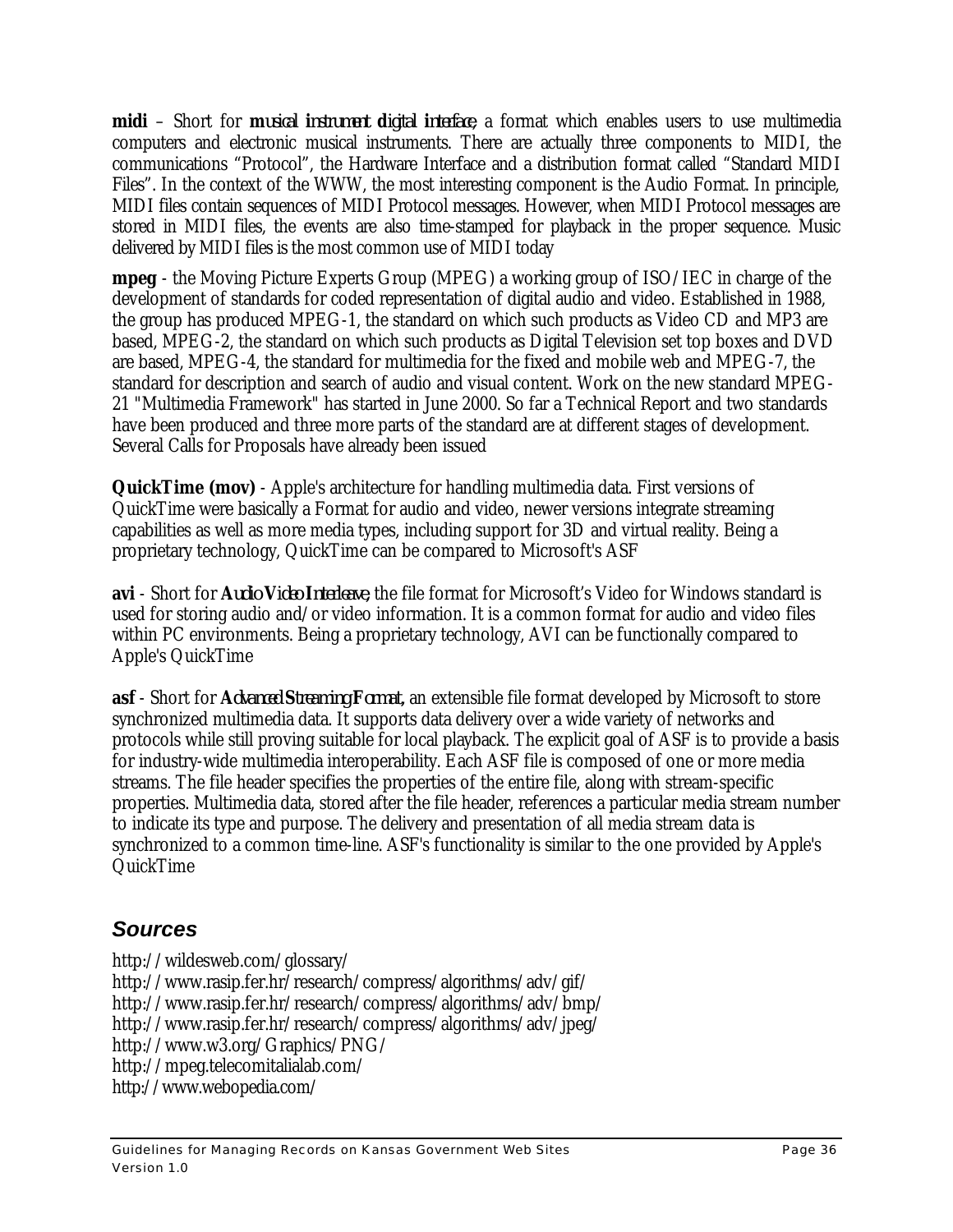**midi** – Short for ***musical instrument digital interface,*** a format which enables users to use multimedia computers and electronic musical instruments. There are actually three components to MIDI, the communications "Protocol", the Hardware Interface and a distribution format called "Standard MIDI Files". In the context of the WWW, the most interesting component is the Audio Format. In principle, MIDI files contain sequences of MIDI Protocol messages. However, when MIDI Protocol messages are stored in MIDI files, the events are also time-stamped for playback in the proper sequence. Music delivered by MIDI files is the most common use of MIDI today

**mpeg** - the Moving Picture Experts Group (MPEG) a working group of ISO/IEC in charge of the development of standards for coded representation of digital audio and video. Established in 1988, the group has produced MPEG-1, the standard on which such products as Video CD and MP3 are based, MPEG-2, the standard on which such products as Digital Television set top boxes and DVD are based, MPEG-4, the standard for multimedia for the fixed and mobile web and MPEG-7, the standard for description and search of audio and visual content. Work on the new standard MPEG-21 "Multimedia Framework" has started in June 2000. So far a Technical Report and two standards have been produced and three more parts of the standard are at different stages of development. Several Calls for Proposals have already been issued

**QuickTime (mov)** - Apple's architecture for handling multimedia data. First versions of QuickTime were basically a Format for audio and video, newer versions integrate streaming capabilities as well as more media types, including support for 3D and virtual reality. Being a proprietary technology, QuickTime can be compared to Microsoft's ASF

**avi** - Short for ***Audio Video Interleave,*** the file format for Microsoft's Video for Windows standard is used for storing audio and/or video information. It is a common format for audio and video files within PC environments. Being a proprietary technology, AVI can be functionally compared to Apple's QuickTime

**asf** - Short for ***Advanced Streaming Format,*** an extensible file format developed by Microsoft to store synchronized multimedia data. It supports data delivery over a wide variety of networks and protocols while still proving suitable for local playback. The explicit goal of ASF is to provide a basis for industry-wide multimedia interoperability. Each ASF file is composed of one or more media streams. The file header specifies the properties of the entire file, along with stream-specific properties. Multimedia data, stored after the file header, references a particular media stream number to indicate its type and purpose. The delivery and presentation of all media stream data is synchronized to a common time-line. ASF's functionality is similar to the one provided by Apple's QuickTime

## *Sources*

http://wildesweb.com/glossary/
http://www.rasip.fer.hr/research/compress/algorithms/adv/gif/
http://www.rasip.fer.hr/research/compress/algorithms/adv/bmp/
http://www.rasip.fer.hr/research/compress/algorithms/adv/jpeg/
http://www.w3.org/Graphics/PNG/
http://mpeg.telecomitalialab.com/
http://www.webopedia.com/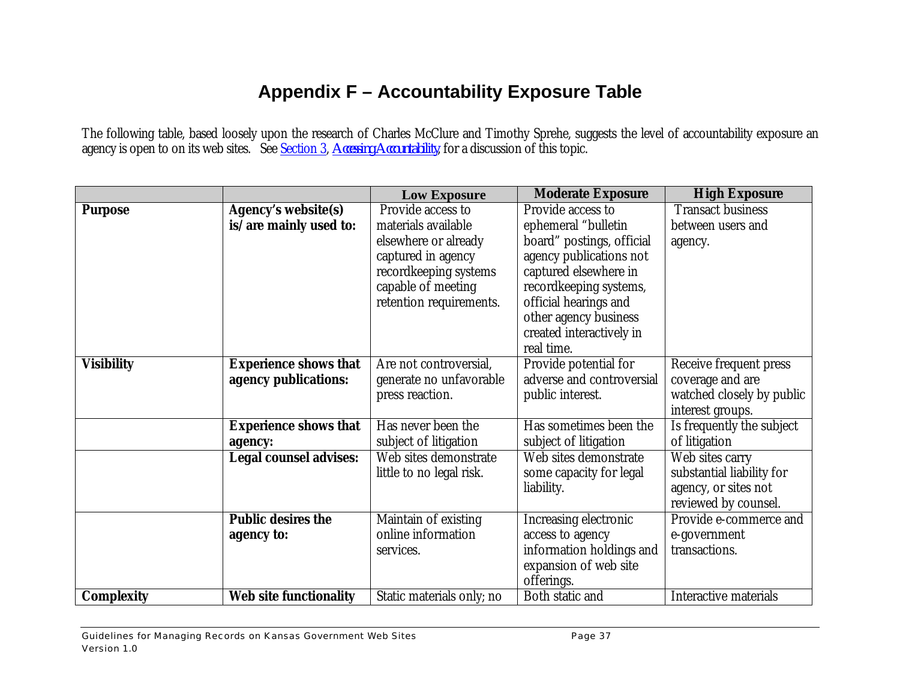# Appendix F – Accountability Exposure Table

The following table, based loosely upon the research of Charles McClure and Timothy Sprehe, suggests the level of accountability exposure an agency is open to on its web sites. See Section 3, Accessing Accountability for a discussion of this topic.

| | | Low Exposure | Moderate Exposure | High Exposure |
|---|---|---|---|---|
| **Purpose** | **Agency's website(s) is/are mainly used to:** | Provide access to materials available elsewhere or already captured in agency recordkeeping systems capable of meeting retention requirements. | Provide access to ephemeral "bulletin board" postings, official agency publications not captured elsewhere in recordkeeping systems, official hearings and other agency business created interactively in real time. | Transact business between users and agency. |
| **Visibility** | **Experience shows that agency publications:** | Are not controversial, generate no unfavorable press reaction. | Provide potential for adverse and controversial public interest. | Receive frequent press coverage and are watched closely by public interest groups. |
| | **Experience shows that agency:** | Has never been the subject of litigation | Has sometimes been the subject of litigation | Is frequently the subject of litigation |
| | **Legal counsel advises:** | Web sites demonstrate little to no legal risk. | Web sites demonstrate some capacity for legal liability. | Web sites carry substantial liability for agency, or sites not reviewed by counsel. |
| | **Public desires the agency to:** | Maintain of existing online information services. | Increasing electronic access to agency information holdings and expansion of web site offerings. | Provide e-commerce and e-government transactions. |
| **Complexity** | **Web site functionality** | Static materials only; no | Both static and | Interactive materials |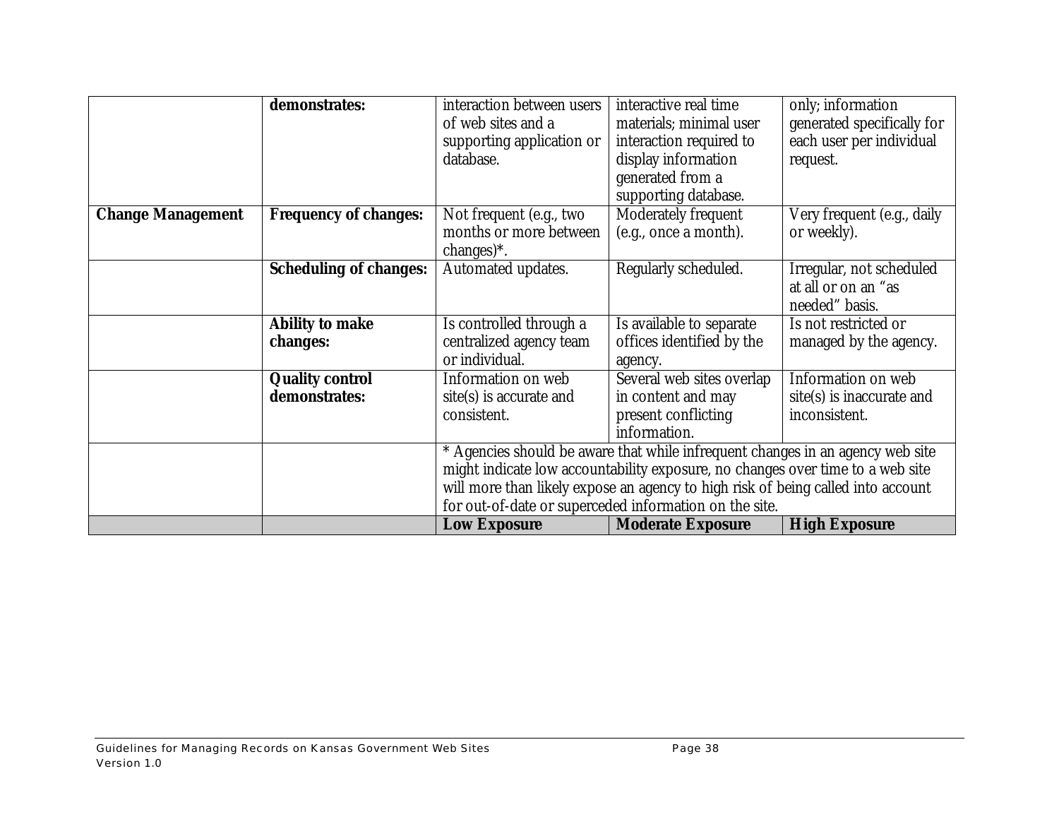| | | | | |
|---|---|---|---|---|
| | **demonstrates:** | interaction between users of web sites and a supporting application or database. | interactive real time materials; minimal user interaction required to display information generated from a supporting database. | only; information generated specifically for each user per individual request. |
| **Change Management** | **Frequency of changes:** | Not frequent (e.g., two months or more between changes)*. | Moderately frequent (e.g., once a month). | Very frequent (e.g., daily or weekly). |
| | **Scheduling of changes:** | Automated updates. | Regularly scheduled. | Irregular, not scheduled at all or on an "as needed" basis. |
| | **Ability to make changes:** | Is controlled through a centralized agency team or individual. | Is available to separate offices identified by the agency. | Is not restricted or managed by the agency. |
| | **Quality control demonstrates:** | Information on web site(s) is accurate and consistent. | Several web sites overlap in content and may present conflicting information. | Information on web site(s) is inaccurate and inconsistent. |
| | | * Agencies should be aware that while infrequent changes in an agency web site might indicate low accountability exposure, no changes over time to a web site will more than likely expose an agency to high risk of being called into account for out-of-date or superceded information on the site. | | |
| | | **Low Exposure** | **Moderate Exposure** | **High Exposure** |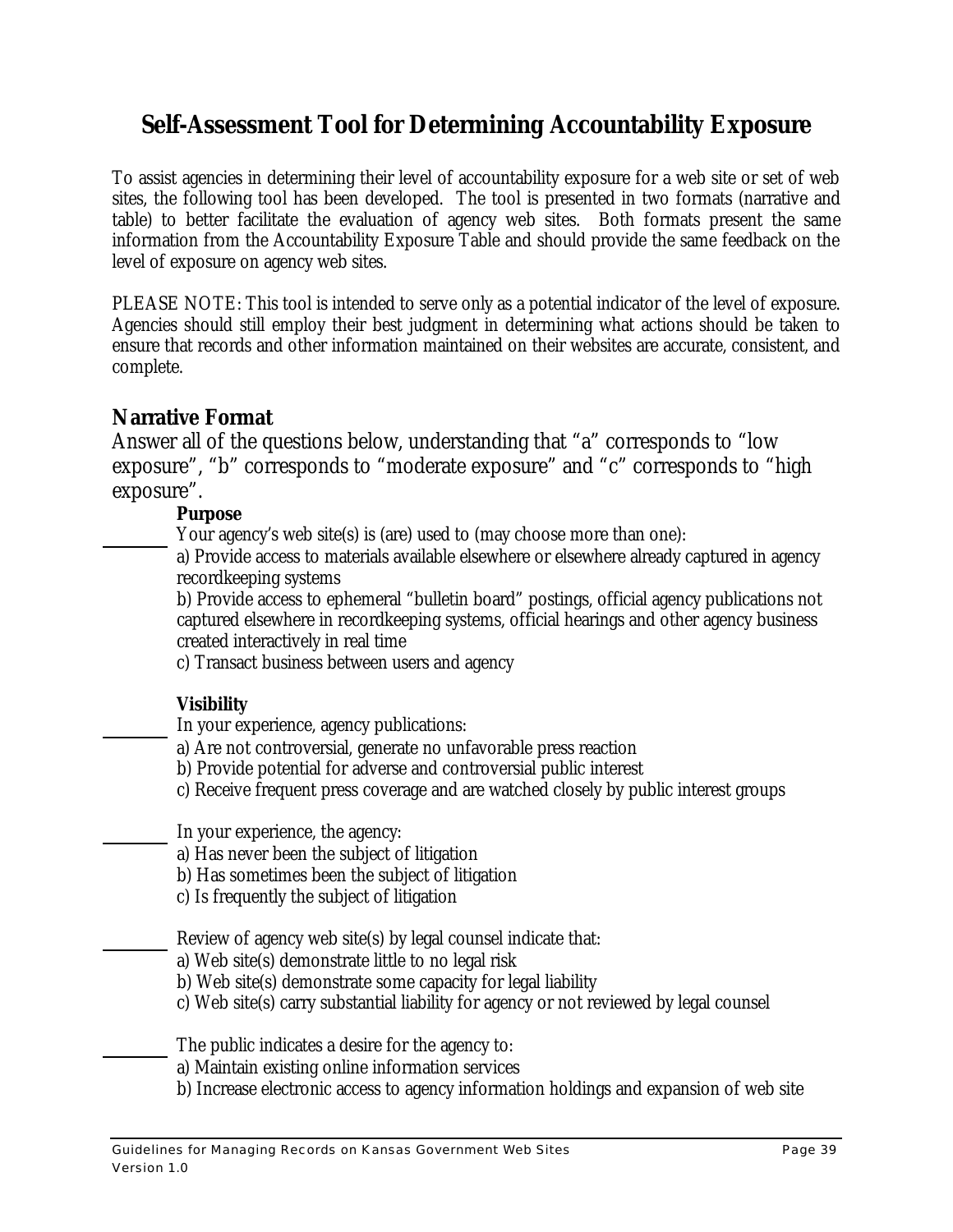# Self-Assessment Tool for Determining Accountability Exposure

To assist agencies in determining their level of accountability exposure for a web site or set of web sites, the following tool has been developed. The tool is presented in two formats (narrative and table) to better facilitate the evaluation of agency web sites. Both formats present the same information from the Accountability Exposure Table and should provide the same feedback on the level of exposure on agency web sites.

PLEASE NOTE: This tool is intended to serve only as a potential indicator of the level of exposure. Agencies should still employ their best judgment in determining what actions should be taken to ensure that records and other information maintained on their websites are accurate, consistent, and complete.

## Narrative Format

Answer all of the questions below, understanding that "a" corresponds to "low exposure", "b" corresponds to "moderate exposure" and "c" corresponds to "high exposure".

**Purpose**

_______ Your agency's web site(s) is (are) used to (may choose more than one):

a) Provide access to materials available elsewhere or elsewhere already captured in agency recordkeeping systems

b) Provide access to ephemeral "bulletin board" postings, official agency publications not captured elsewhere in recordkeeping systems, official hearings and other agency business created interactively in real time

c) Transact business between users and agency

**Visibility**

_______ In your experience, agency publications:

a) Are not controversial, generate no unfavorable press reaction

b) Provide potential for adverse and controversial public interest

c) Receive frequent press coverage and are watched closely by public interest groups

_______ In your experience, the agency:

a) Has never been the subject of litigation

b) Has sometimes been the subject of litigation

c) Is frequently the subject of litigation

_______ Review of agency web site(s) by legal counsel indicate that:

a) Web site(s) demonstrate little to no legal risk

b) Web site(s) demonstrate some capacity for legal liability

c) Web site(s) carry substantial liability for agency or not reviewed by legal counsel

_______ The public indicates a desire for the agency to:

a) Maintain existing online information services

b) Increase electronic access to agency information holdings and expansion of web site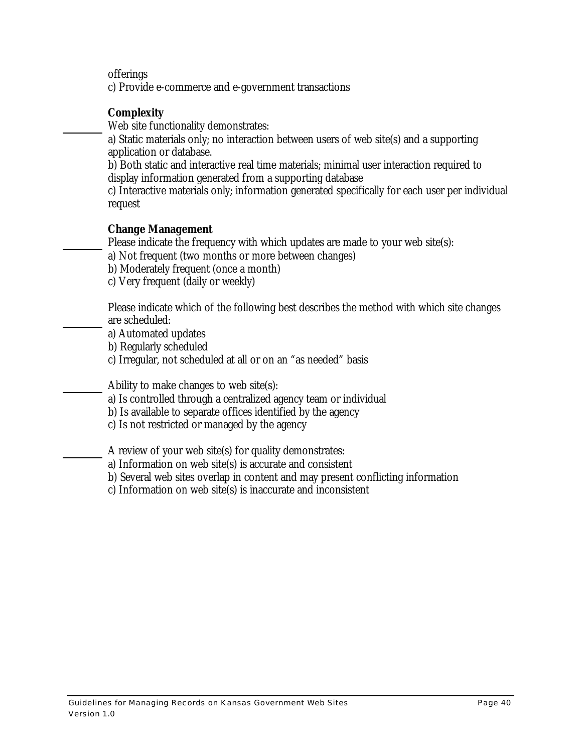offerings
c) Provide e-commerce and e-government transactions

**Complexity**

_______ Web site functionality demonstrates:
a) Static materials only; no interaction between users of web site(s) and a supporting application or database.
b) Both static and interactive real time materials; minimal user interaction required to display information generated from a supporting database
c) Interactive materials only; information generated specifically for each user per individual request

**Change Management**

_______ Please indicate the frequency with which updates are made to your web site(s):
a) Not frequent (two months or more between changes)
b) Moderately frequent (once a month)
c) Very frequent (daily or weekly)

_______ Please indicate which of the following best describes the method with which site changes are scheduled:
a) Automated updates
b) Regularly scheduled
c) Irregular, not scheduled at all or on an "as needed" basis

_______ Ability to make changes to web site(s):
a) Is controlled through a centralized agency team or individual
b) Is available to separate offices identified by the agency
c) Is not restricted or managed by the agency

_______ A review of your web site(s) for quality demonstrates:
a) Information on web site(s) is accurate and consistent
b) Several web sites overlap in content and may present conflicting information
c) Information on web site(s) is inaccurate and inconsistent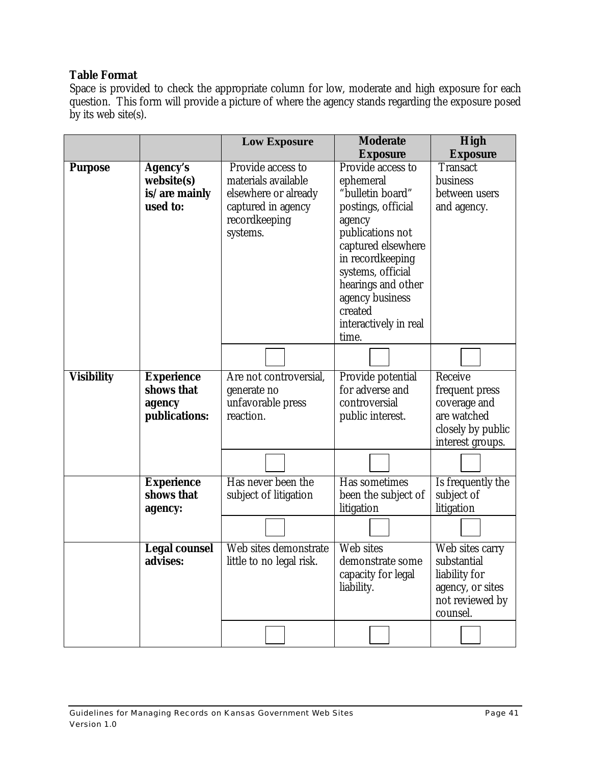**Table Format**

Space is provided to check the appropriate column for low, moderate and high exposure for each question. This form will provide a picture of where the agency stands regarding the exposure posed by its web site(s).

| | | Low Exposure | Moderate Exposure | High Exposure |
|---|---|---|---|---|
| **Purpose** | **Agency's website(s) is/are mainly used to:** | Provide access to materials available elsewhere or already captured in agency recordkeeping systems. | Provide access to ephemeral "bulletin board" postings, official agency publications not captured elsewhere in recordkeeping systems, official hearings and other agency business created interactively in real time. | Transact business between users and agency. |
| | | ☐ | ☐ | ☐ |
| **Visibility** | **Experience shows that agency publications:** | Are not controversial, generate no unfavorable press reaction. | Provide potential for adverse and controversial public interest. | Receive frequent press coverage and are watched closely by public interest groups. |
| | | ☐ | ☐ | ☐ |
| | **Experience shows that agency:** | Has never been the subject of litigation | Has sometimes been the subject of litigation | Is frequently the subject of litigation |
| | | ☐ | ☐ | ☐ |
| | **Legal counsel advises:** | Web sites demonstrate little to no legal risk. | Web sites demonstrate some capacity for legal liability. | Web sites carry substantial liability for agency, or sites not reviewed by counsel. |
| | | ☐ | ☐ | ☐ |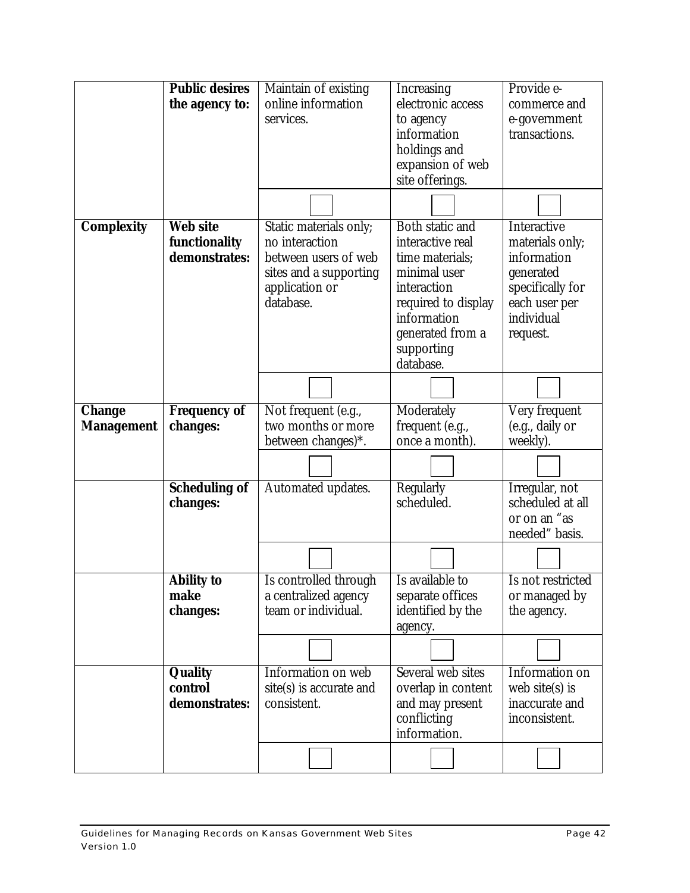| | | | | |
|---|---|---|---|---|
| | **Public desires the agency to:** | Maintain of existing online information services. | Increasing electronic access to agency information holdings and expansion of web site offerings. | Provide e-commerce and e-government transactions. |
| | | ☐ | ☐ | ☐ |
| **Complexity** | **Web site functionality demonstrates:** | Static materials only; no interaction between users of web sites and a supporting application or database. | Both static and interactive real time materials; minimal user interaction required to display information generated from a supporting database. | Interactive materials only; information generated specifically for each user per individual request. |
| | | ☐ | ☐ | ☐ |
| **Change Management** | **Frequency of changes:** | Not frequent (e.g., two months or more between changes)*. | Moderately frequent (e.g., once a month). | Very frequent (e.g., daily or weekly). |
| | | ☐ | ☐ | ☐ |
| | **Scheduling of changes:** | Automated updates. | Regularly scheduled. | Irregular, not scheduled at all or on an "as needed" basis. |
| | | ☐ | ☐ | ☐ |
| | **Ability to make changes:** | Is controlled through a centralized agency team or individual. | Is available to separate offices identified by the agency. | Is not restricted or managed by the agency. |
| | | ☐ | ☐ | ☐ |
| | **Quality control demonstrates:** | Information on web site(s) is accurate and consistent. | Several web sites overlap in content and may present conflicting information. | Information on web site(s) is inaccurate and inconsistent. |
| | | ☐ | ☐ | ☐ |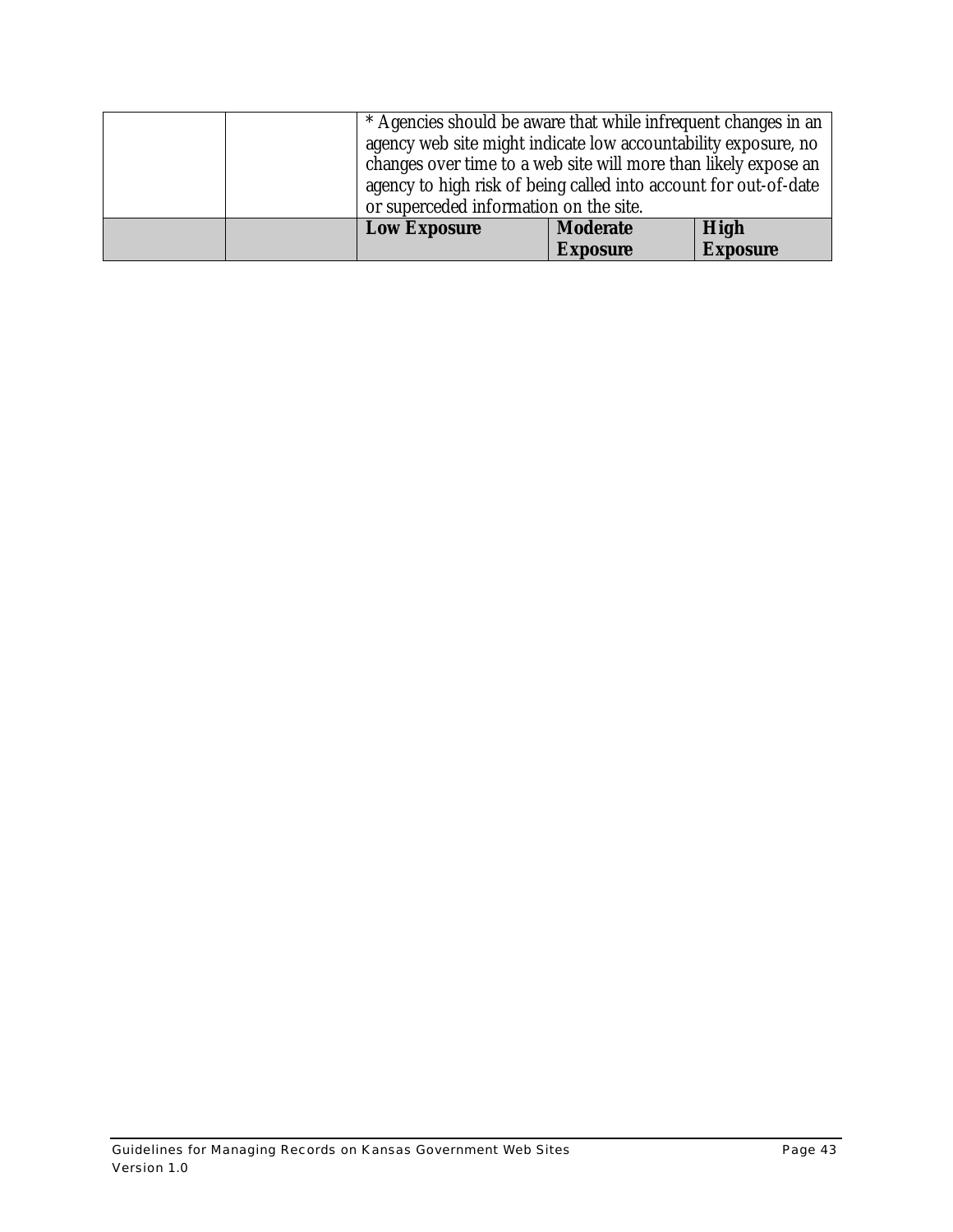| | | | | |
|---|---|---|---|---|
| | | * Agencies should be aware that while infrequent changes in an agency web site might indicate low accountability exposure, no changes over time to a web site will more than likely expose an agency to high risk of being called into account for out-of-date or superceded information on the site. | | |
| | | **Low Exposure** | **Moderate Exposure** | **High Exposure** |